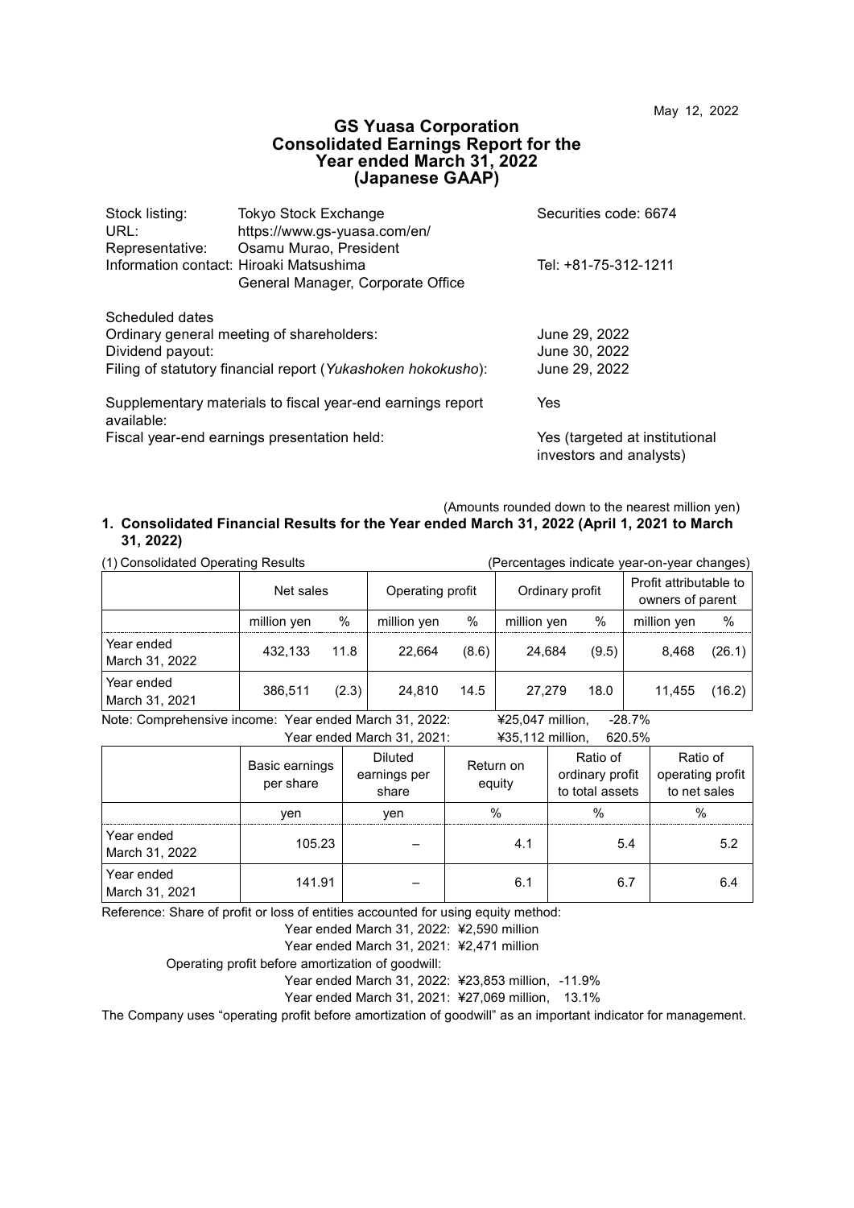May 12, 2022

# GS Yuasa Corporation
# Consolidated Earnings Report for the Year ended March 31, 2022
# (Japanese GAAP)

| | | |
|---|---|---|
| Stock listing: | Tokyo Stock Exchange | Securities code: 6674 |
| URL: | https://www.gs-yuasa.com/en/ | |
| Representative: | Osamu Murao, President | |
| Information contact: | Hiroaki Matsushima<br>General Manager, Corporate Office | Tel: +81-75-312-1211 |

| | |
|---|---|
| Scheduled dates | |
| Ordinary general meeting of shareholders: | June 29, 2022 |
| Dividend payout: | June 30, 2022 |
| Filing of statutory financial report (*Yukashoken hokokusho*): | June 29, 2022 |
| Supplementary materials to fiscal year-end earnings report available: | Yes |
| Fiscal year-end earnings presentation held: | Yes (targeted at institutional investors and analysts) |

(Amounts rounded down to the nearest million yen)

## 1. Consolidated Financial Results for the Year ended March 31, 2022 (April 1, 2021 to March 31, 2022)

(1) Consolidated Operating Results (Percentages indicate year-on-year changes)

| | Net sales | | Operating profit | | Ordinary profit | | Profit attributable to owners of parent | |
|---|---|---|---|---|---|---|---|---|
| | million yen | % | million yen | % | million yen | % | million yen | % |
| Year ended March 31, 2022 | 432,133 | 11.8 | 22,664 | (8.6) | 24,684 | (9.5) | 8,468 | (26.1) |
| Year ended March 31, 2021 | 386,511 | (2.3) | 24,810 | 14.5 | 27,279 | 18.0 | 11,455 | (16.2) |

Note: Comprehensive income: Year ended March 31, 2022: ¥25,047 million, -28.7%
Year ended March 31, 2021: ¥35,112 million, 620.5%

| | Basic earnings per share | Diluted earnings per share | Return on equity | Ratio of ordinary profit to total assets | Ratio of operating profit to net sales |
|---|---|---|---|---|---|
| | yen | yen | % | % | % |
| Year ended March 31, 2022 | 105.23 | – | 4.1 | 5.4 | 5.2 |
| Year ended March 31, 2021 | 141.91 | – | 6.1 | 6.7 | 6.4 |

Reference: Share of profit or loss of entities accounted for using equity method:
Year ended March 31, 2022: ¥2,590 million
Year ended March 31, 2021: ¥2,471 million
Operating profit before amortization of goodwill:
Year ended March 31, 2022: ¥23,853 million, -11.9%
Year ended March 31, 2021: ¥27,069 million, 13.1%

The Company uses “operating profit before amortization of goodwill” as an important indicator for management.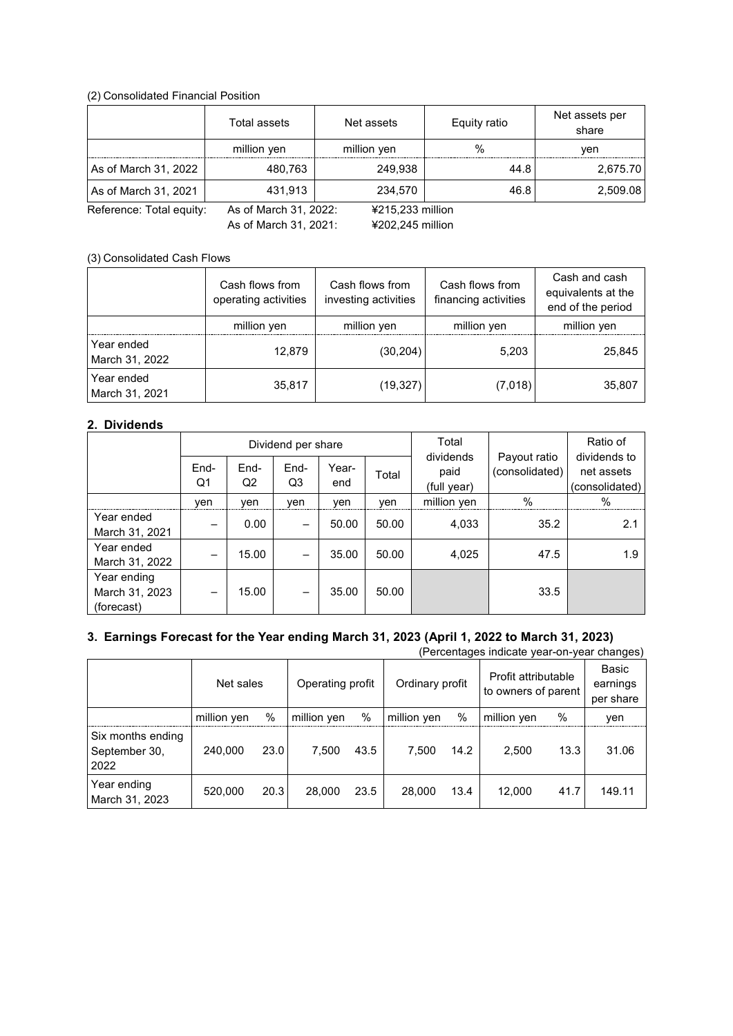(2) Consolidated Financial Position

| | Total assets | Net assets | Equity ratio | Net assets per share |
|---|---|---|---|---|
| | million yen | million yen | % | yen |
| As of March 31, 2022 | 480,763 | 249,938 | 44.8 | 2,675.70 |
| As of March 31, 2021 | 431,913 | 234,570 | 46.8 | 2,509.08 |

Reference: Total equity: As of March 31, 2022: ¥215,233 million
As of March 31, 2021: ¥202,245 million

(3) Consolidated Cash Flows

| | Cash flows from operating activities | Cash flows from investing activities | Cash flows from financing activities | Cash and cash equivalents at the end of the period |
|---|---|---|---|---|
| | million yen | million yen | million yen | million yen |
| Year ended March 31, 2022 | 12,879 | (30,204) | 5,203 | 25,845 |
| Year ended March 31, 2021 | 35,817 | (19,327) | (7,018) | 35,807 |

## 2. Dividends

| | Dividend per share | | | | | Total dividends paid (full year) | Payout ratio (consolidated) | Ratio of dividends to net assets (consolidated) |
|---|---|---|---|---|---|---|---|---|
| | End-Q1 | End-Q2 | End-Q3 | Year-end | Total | | | |
| | yen | yen | yen | yen | yen | million yen | % | % |
| Year ended March 31, 2021 | – | 0.00 | – | 50.00 | 50.00 | 4,033 | 35.2 | 2.1 |
| Year ended March 31, 2022 | – | 15.00 | – | 35.00 | 50.00 | 4,025 | 47.5 | 1.9 |
| Year ending March 31, 2023 (forecast) | – | 15.00 | – | 35.00 | 50.00 | | 33.5 | |

## 3. Earnings Forecast for the Year ending March 31, 2023 (April 1, 2022 to March 31, 2023)

(Percentages indicate year-on-year changes)

| | Net sales | | Operating profit | | Ordinary profit | | Profit attributable to owners of parent | | Basic earnings per share |
|---|---|---|---|---|---|---|---|---|---|
| | million yen | % | million yen | % | million yen | % | million yen | % | yen |
| Six months ending September 30, 2022 | 240,000 | 23.0 | 7,500 | 43.5 | 7,500 | 14.2 | 2,500 | 13.3 | 31.06 |
| Year ending March 31, 2023 | 520,000 | 20.3 | 28,000 | 23.5 | 28,000 | 13.4 | 12,000 | 41.7 | 149.11 |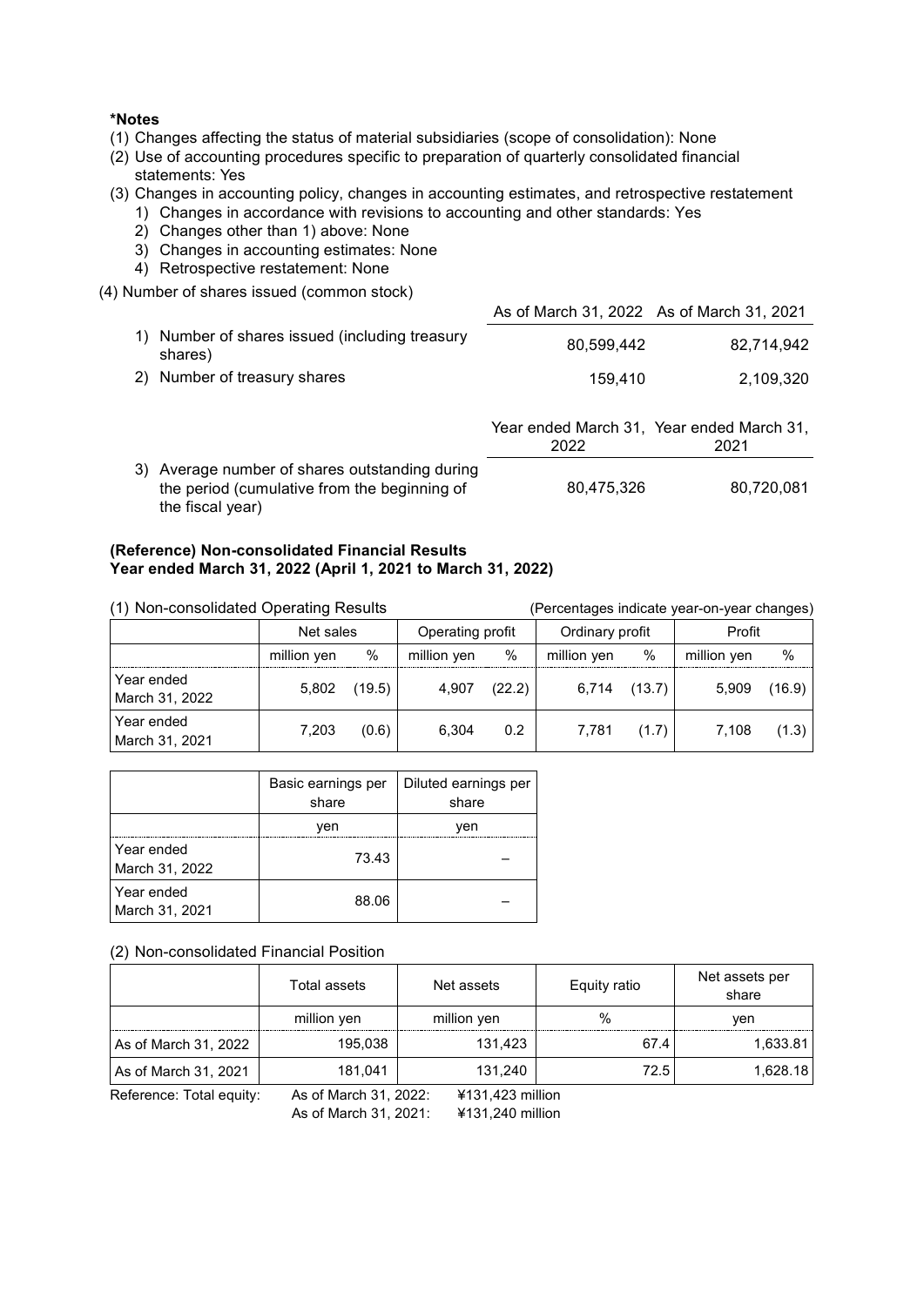**\*Notes**

(1) Changes affecting the status of material subsidiaries (scope of consolidation): None

(2) Use of accounting procedures specific to preparation of quarterly consolidated financial statements: Yes

(3) Changes in accounting policy, changes in accounting estimates, and retrospective restatement

1) Changes in accordance with revisions to accounting and other standards: Yes
2) Changes other than 1) above: None
3) Changes in accounting estimates: None
4) Retrospective restatement: None

(4) Number of shares issued (common stock)

| | As of March 31, 2022 | As of March 31, 2021 |
|---|---|---|
| 1) Number of shares issued (including treasury shares) | 80,599,442 | 82,714,942 |
| 2) Number of treasury shares | 159,410 | 2,109,320 |

| | Year ended March 31, 2022 | Year ended March 31, 2021 |
|---|---|---|
| 3) Average number of shares outstanding during the period (cumulative from the beginning of the fiscal year) | 80,475,326 | 80,720,081 |

**(Reference) Non-consolidated Financial Results**
**Year ended March 31, 2022 (April 1, 2021 to March 31, 2022)**

(1) Non-consolidated Operating Results (Percentages indicate year-on-year changes)

| | Net sales | | Operating profit | | Ordinary profit | | Profit | |
|---|---|---|---|---|---|---|---|---|
| | million yen | % | million yen | % | million yen | % | million yen | % |
| Year ended March 31, 2022 | 5,802 | (19.5) | 4,907 | (22.2) | 6,714 | (13.7) | 5,909 | (16.9) |
| Year ended March 31, 2021 | 7,203 | (0.6) | 6,304 | 0.2 | 7,781 | (1.7) | 7,108 | (1.3) |

| | Basic earnings per share | Diluted earnings per share |
|---|---|---|
| | yen | yen |
| Year ended March 31, 2022 | 73.43 | – |
| Year ended March 31, 2021 | 88.06 | – |

(2) Non-consolidated Financial Position

| | Total assets | Net assets | Equity ratio | Net assets per share |
|---|---|---|---|---|
| | million yen | million yen | % | yen |
| As of March 31, 2022 | 195,038 | 131,423 | 67.4 | 1,633.81 |
| As of March 31, 2021 | 181,041 | 131,240 | 72.5 | 1,628.18 |

Reference: Total equity: As of March 31, 2022: ¥131,423 million
As of March 31, 2021: ¥131,240 million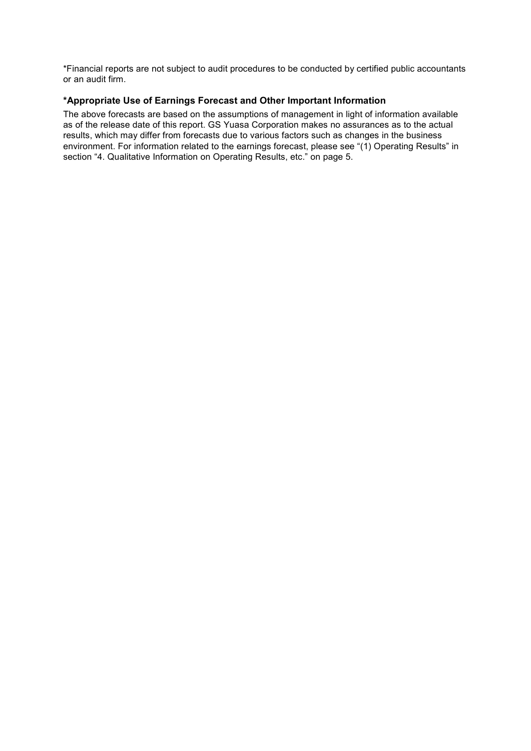*Financial reports are not subject to audit procedures to be conducted by certified public accountants or an audit firm.

### *Appropriate Use of Earnings Forecast and Other Important Information

The above forecasts are based on the assumptions of management in light of information available as of the release date of this report. GS Yuasa Corporation makes no assurances as to the actual results, which may differ from forecasts due to various factors such as changes in the business environment. For information related to the earnings forecast, please see "(1) Operating Results" in section "4. Qualitative Information on Operating Results, etc." on page 5.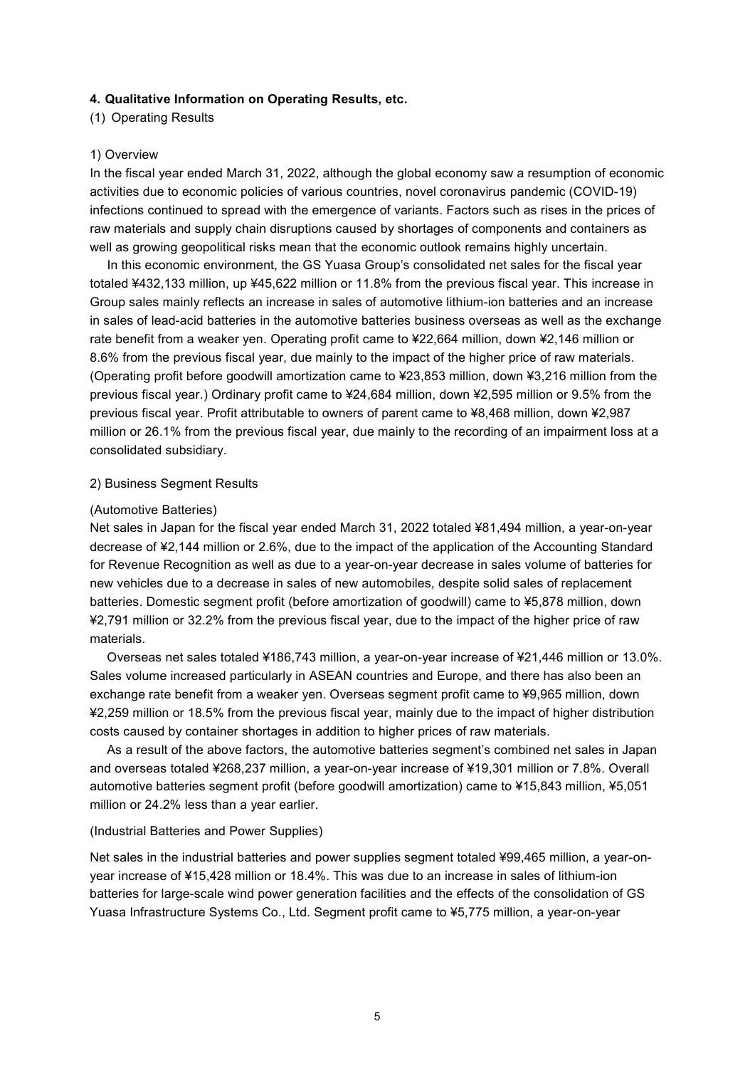### 4. Qualitative Information on Operating Results, etc.

(1) Operating Results

1) Overview

In the fiscal year ended March 31, 2022, although the global economy saw a resumption of economic activities due to economic policies of various countries, novel coronavirus pandemic (COVID-19) infections continued to spread with the emergence of variants. Factors such as rises in the prices of raw materials and supply chain disruptions caused by shortages of components and containers as well as growing geopolitical risks mean that the economic outlook remains highly uncertain.

In this economic environment, the GS Yuasa Group's consolidated net sales for the fiscal year totaled ¥432,133 million, up ¥45,622 million or 11.8% from the previous fiscal year. This increase in Group sales mainly reflects an increase in sales of automotive lithium-ion batteries and an increase in sales of lead-acid batteries in the automotive batteries business overseas as well as the exchange rate benefit from a weaker yen. Operating profit came to ¥22,664 million, down ¥2,146 million or 8.6% from the previous fiscal year, due mainly to the impact of the higher price of raw materials. (Operating profit before goodwill amortization came to ¥23,853 million, down ¥3,216 million from the previous fiscal year.) Ordinary profit came to ¥24,684 million, down ¥2,595 million or 9.5% from the previous fiscal year. Profit attributable to owners of parent came to ¥8,468 million, down ¥2,987 million or 26.1% from the previous fiscal year, due mainly to the recording of an impairment loss at a consolidated subsidiary.

2) Business Segment Results

(Automotive Batteries)

Net sales in Japan for the fiscal year ended March 31, 2022 totaled ¥81,494 million, a year-on-year decrease of ¥2,144 million or 2.6%, due to the impact of the application of the Accounting Standard for Revenue Recognition as well as due to a year-on-year decrease in sales volume of batteries for new vehicles due to a decrease in sales of new automobiles, despite solid sales of replacement batteries. Domestic segment profit (before amortization of goodwill) came to ¥5,878 million, down ¥2,791 million or 32.2% from the previous fiscal year, due to the impact of the higher price of raw materials.

Overseas net sales totaled ¥186,743 million, a year-on-year increase of ¥21,446 million or 13.0%. Sales volume increased particularly in ASEAN countries and Europe, and there has also been an exchange rate benefit from a weaker yen. Overseas segment profit came to ¥9,965 million, down ¥2,259 million or 18.5% from the previous fiscal year, mainly due to the impact of higher distribution costs caused by container shortages in addition to higher prices of raw materials.

As a result of the above factors, the automotive batteries segment's combined net sales in Japan and overseas totaled ¥268,237 million, a year-on-year increase of ¥19,301 million or 7.8%. Overall automotive batteries segment profit (before goodwill amortization) came to ¥15,843 million, ¥5,051 million or 24.2% less than a year earlier.

(Industrial Batteries and Power Supplies)

Net sales in the industrial batteries and power supplies segment totaled ¥99,465 million, a year-on-year increase of ¥15,428 million or 18.4%. This was due to an increase in sales of lithium-ion batteries for large-scale wind power generation facilities and the effects of the consolidation of GS Yuasa Infrastructure Systems Co., Ltd. Segment profit came to ¥5,775 million, a year-on-year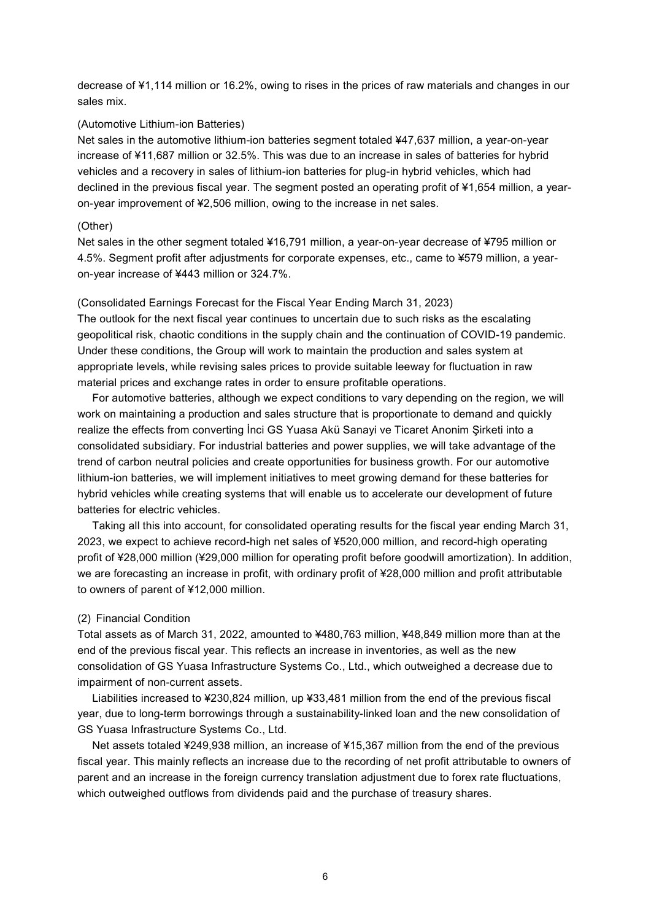decrease of ¥1,114 million or 16.2%, owing to rises in the prices of raw materials and changes in our sales mix.

(Automotive Lithium-ion Batteries)

Net sales in the automotive lithium-ion batteries segment totaled ¥47,637 million, a year-on-year increase of ¥11,687 million or 32.5%. This was due to an increase in sales of batteries for hybrid vehicles and a recovery in sales of lithium-ion batteries for plug-in hybrid vehicles, which had declined in the previous fiscal year. The segment posted an operating profit of ¥1,654 million, a year-on-year improvement of ¥2,506 million, owing to the increase in net sales.

(Other)

Net sales in the other segment totaled ¥16,791 million, a year-on-year decrease of ¥795 million or 4.5%. Segment profit after adjustments for corporate expenses, etc., came to ¥579 million, a year-on-year increase of ¥443 million or 324.7%.

(Consolidated Earnings Forecast for the Fiscal Year Ending March 31, 2023)

The outlook for the next fiscal year continues to uncertain due to such risks as the escalating geopolitical risk, chaotic conditions in the supply chain and the continuation of COVID-19 pandemic. Under these conditions, the Group will work to maintain the production and sales system at appropriate levels, while revising sales prices to provide suitable leeway for fluctuation in raw material prices and exchange rates in order to ensure profitable operations.

For automotive batteries, although we expect conditions to vary depending on the region, we will work on maintaining a production and sales structure that is proportionate to demand and quickly realize the effects from converting İnci GS Yuasa Akü Sanayi ve Ticaret Anonim Şirketi into a consolidated subsidiary. For industrial batteries and power supplies, we will take advantage of the trend of carbon neutral policies and create opportunities for business growth. For our automotive lithium-ion batteries, we will implement initiatives to meet growing demand for these batteries for hybrid vehicles while creating systems that will enable us to accelerate our development of future batteries for electric vehicles.

Taking all this into account, for consolidated operating results for the fiscal year ending March 31, 2023, we expect to achieve record-high net sales of ¥520,000 million, and record-high operating profit of ¥28,000 million (¥29,000 million for operating profit before goodwill amortization). In addition, we are forecasting an increase in profit, with ordinary profit of ¥28,000 million and profit attributable to owners of parent of ¥12,000 million.

(2) Financial Condition

Total assets as of March 31, 2022, amounted to ¥480,763 million, ¥48,849 million more than at the end of the previous fiscal year. This reflects an increase in inventories, as well as the new consolidation of GS Yuasa Infrastructure Systems Co., Ltd., which outweighed a decrease due to impairment of non-current assets.

Liabilities increased to ¥230,824 million, up ¥33,481 million from the end of the previous fiscal year, due to long-term borrowings through a sustainability-linked loan and the new consolidation of GS Yuasa Infrastructure Systems Co., Ltd.

Net assets totaled ¥249,938 million, an increase of ¥15,367 million from the end of the previous fiscal year. This mainly reflects an increase due to the recording of net profit attributable to owners of parent and an increase in the foreign currency translation adjustment due to forex rate fluctuations, which outweighed outflows from dividends paid and the purchase of treasury shares.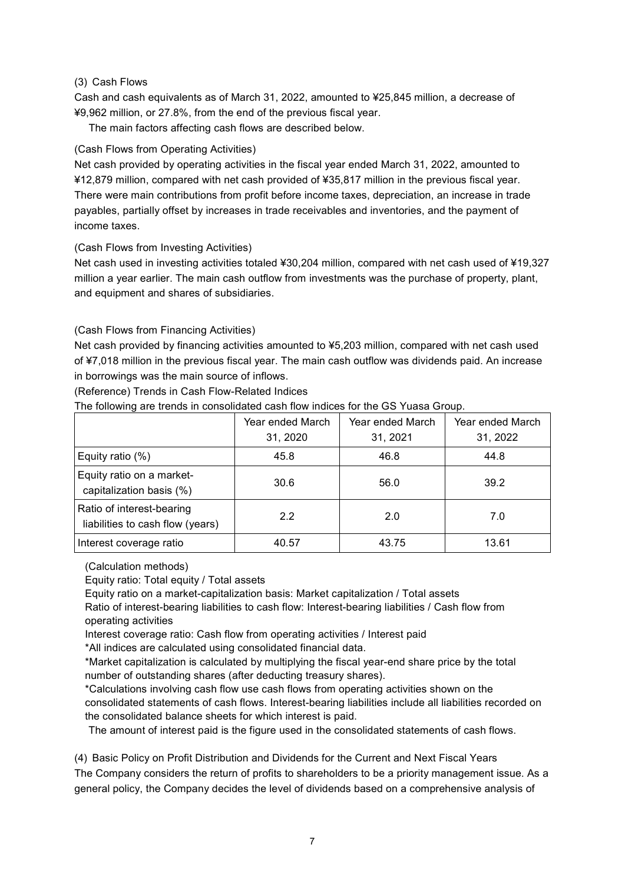### (3) Cash Flows

Cash and cash equivalents as of March 31, 2022, amounted to ¥25,845 million, a decrease of ¥9,962 million, or 27.8%, from the end of the previous fiscal year.

The main factors affecting cash flows are described below.

(Cash Flows from Operating Activities)

Net cash provided by operating activities in the fiscal year ended March 31, 2022, amounted to ¥12,879 million, compared with net cash provided of ¥35,817 million in the previous fiscal year. There were main contributions from profit before income taxes, depreciation, an increase in trade payables, partially offset by increases in trade receivables and inventories, and the payment of income taxes.

(Cash Flows from Investing Activities)

Net cash used in investing activities totaled ¥30,204 million, compared with net cash used of ¥19,327 million a year earlier. The main cash outflow from investments was the purchase of property, plant, and equipment and shares of subsidiaries.

(Cash Flows from Financing Activities)

Net cash provided by financing activities amounted to ¥5,203 million, compared with net cash used of ¥7,018 million in the previous fiscal year. The main cash outflow was dividends paid. An increase in borrowings was the main source of inflows.

(Reference) Trends in Cash Flow-Related Indices

The following are trends in consolidated cash flow indices for the GS Yuasa Group.

| | Year ended March 31, 2020 | Year ended March 31, 2021 | Year ended March 31, 2022 |
|---|---|---|---|
| Equity ratio (%) | 45.8 | 46.8 | 44.8 |
| Equity ratio on a market-capitalization basis (%) | 30.6 | 56.0 | 39.2 |
| Ratio of interest-bearing liabilities to cash flow (years) | 2.2 | 2.0 | 7.0 |
| Interest coverage ratio | 40.57 | 43.75 | 13.61 |

(Calculation methods)

Equity ratio: Total equity / Total assets

Equity ratio on a market-capitalization basis: Market capitalization / Total assets

Ratio of interest-bearing liabilities to cash flow: Interest-bearing liabilities / Cash flow from operating activities

Interest coverage ratio: Cash flow from operating activities / Interest paid

*All indices are calculated using consolidated financial data.

*Market capitalization is calculated by multiplying the fiscal year-end share price by the total number of outstanding shares (after deducting treasury shares).

*Calculations involving cash flow use cash flows from operating activities shown on the consolidated statements of cash flows. Interest-bearing liabilities include all liabilities recorded on the consolidated balance sheets for which interest is paid.

The amount of interest paid is the figure used in the consolidated statements of cash flows.

### (4) Basic Policy on Profit Distribution and Dividends for the Current and Next Fiscal Years

The Company considers the return of profits to shareholders to be a priority management issue. As a general policy, the Company decides the level of dividends based on a comprehensive analysis of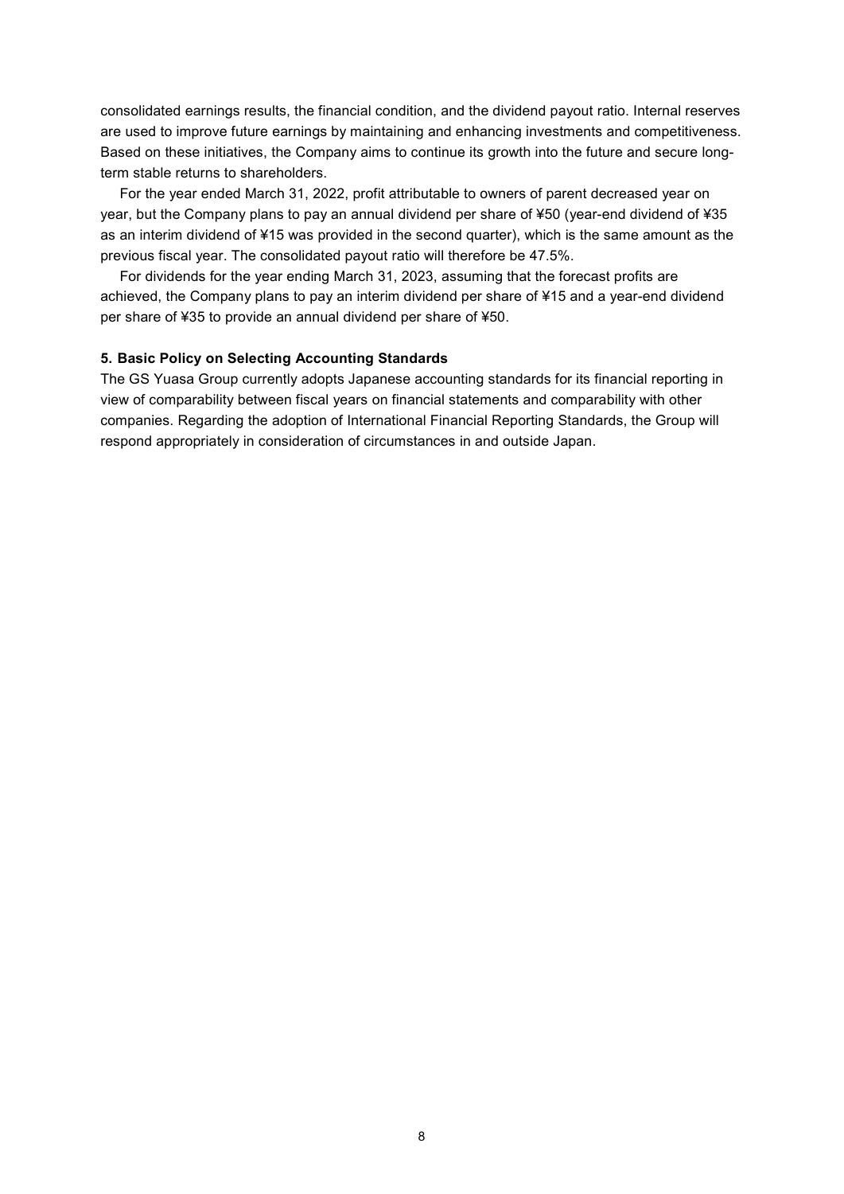consolidated earnings results, the financial condition, and the dividend payout ratio. Internal reserves are used to improve future earnings by maintaining and enhancing investments and competitiveness. Based on these initiatives, the Company aims to continue its growth into the future and secure long-term stable returns to shareholders.

For the year ended March 31, 2022, profit attributable to owners of parent decreased year on year, but the Company plans to pay an annual dividend per share of ¥50 (year-end dividend of ¥35 as an interim dividend of ¥15 was provided in the second quarter), which is the same amount as the previous fiscal year. The consolidated payout ratio will therefore be 47.5%.

For dividends for the year ending March 31, 2023, assuming that the forecast profits are achieved, the Company plans to pay an interim dividend per share of ¥15 and a year-end dividend per share of ¥35 to provide an annual dividend per share of ¥50.

**5. Basic Policy on Selecting Accounting Standards**

The GS Yuasa Group currently adopts Japanese accounting standards for its financial reporting in view of comparability between fiscal years on financial statements and comparability with other companies. Regarding the adoption of International Financial Reporting Standards, the Group will respond appropriately in consideration of circumstances in and outside Japan.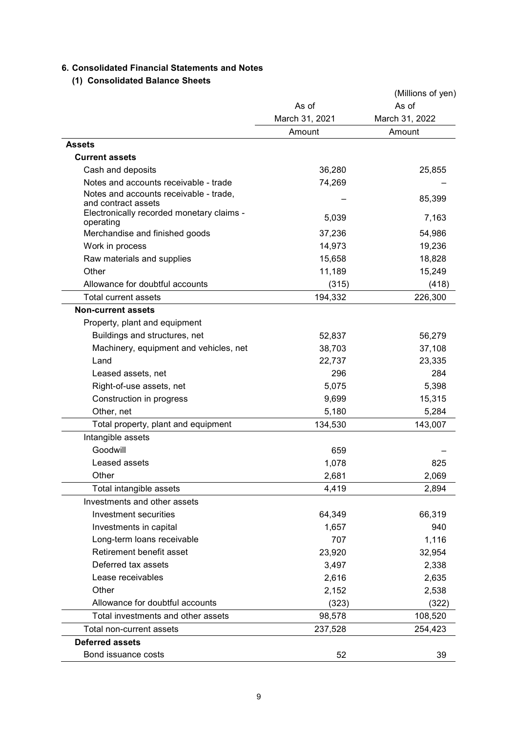## 6. Consolidated Financial Statements and Notes

### (1) Consolidated Balance Sheets

(Millions of yen)

| | As of March 31, 2021 | As of March 31, 2022 |
|---|---|---|
| | Amount | Amount |
| **Assets** | | |
| **Current assets** | | |
| Cash and deposits | 36,280 | 25,855 |
| Notes and accounts receivable - trade | 74,269 | – |
| Notes and accounts receivable - trade, and contract assets | – | 85,399 |
| Electronically recorded monetary claims - operating | 5,039 | 7,163 |
| Merchandise and finished goods | 37,236 | 54,986 |
| Work in process | 14,973 | 19,236 |
| Raw materials and supplies | 15,658 | 18,828 |
| Other | 11,189 | 15,249 |
| Allowance for doubtful accounts | (315) | (418) |
| Total current assets | 194,332 | 226,300 |
| **Non-current assets** | | |
| Property, plant and equipment | | |
| Buildings and structures, net | 52,837 | 56,279 |
| Machinery, equipment and vehicles, net | 38,703 | 37,108 |
| Land | 22,737 | 23,335 |
| Leased assets, net | 296 | 284 |
| Right-of-use assets, net | 5,075 | 5,398 |
| Construction in progress | 9,699 | 15,315 |
| Other, net | 5,180 | 5,284 |
| Total property, plant and equipment | 134,530 | 143,007 |
| Intangible assets | | |
| Goodwill | 659 | – |
| Leased assets | 1,078 | 825 |
| Other | 2,681 | 2,069 |
| Total intangible assets | 4,419 | 2,894 |
| Investments and other assets | | |
| Investment securities | 64,349 | 66,319 |
| Investments in capital | 1,657 | 940 |
| Long-term loans receivable | 707 | 1,116 |
| Retirement benefit asset | 23,920 | 32,954 |
| Deferred tax assets | 3,497 | 2,338 |
| Lease receivables | 2,616 | 2,635 |
| Other | 2,152 | 2,538 |
| Allowance for doubtful accounts | (323) | (322) |
| Total investments and other assets | 98,578 | 108,520 |
| Total non-current assets | 237,528 | 254,423 |
| **Deferred assets** | | |
| Bond issuance costs | 52 | 39 |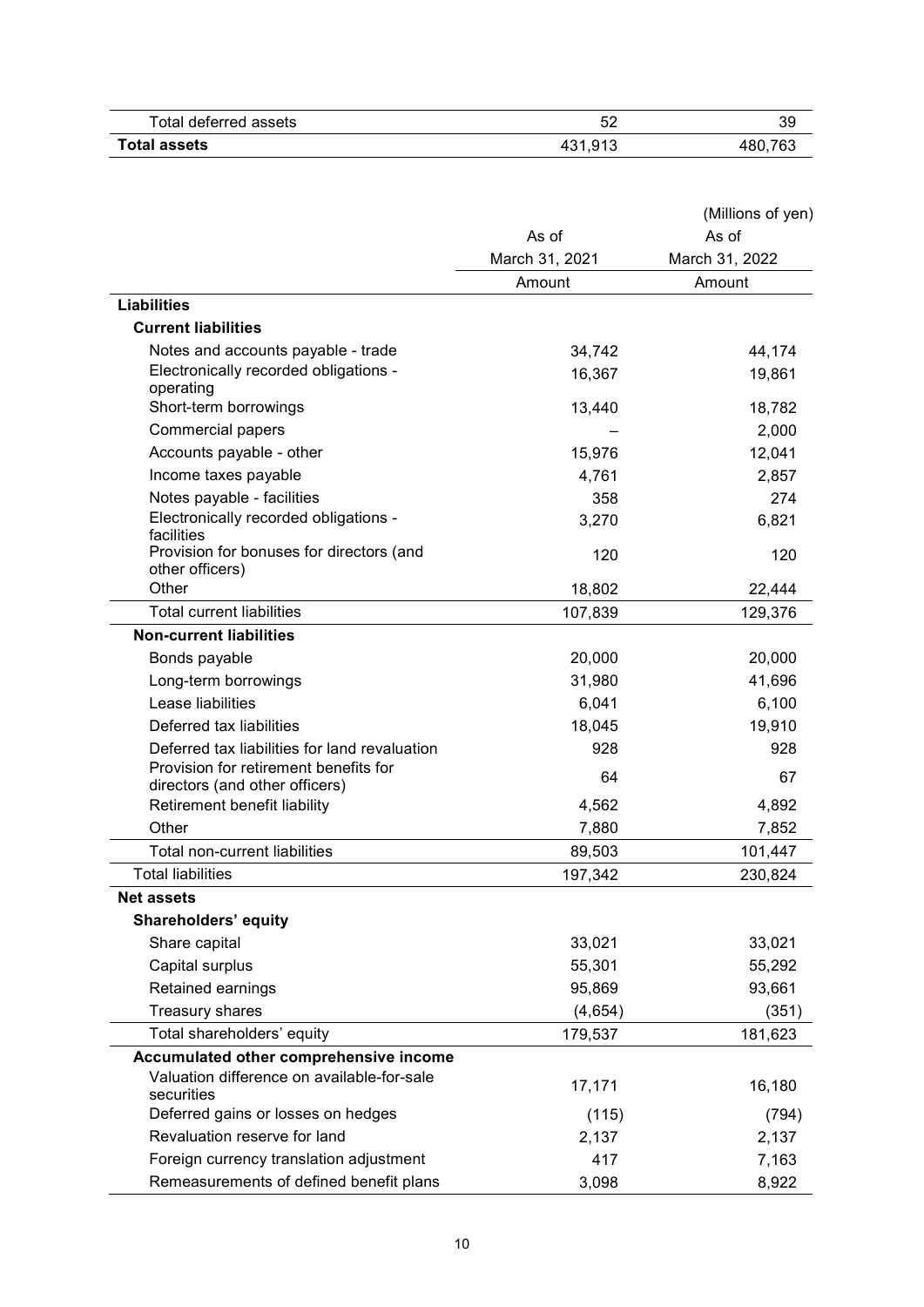| | | |
|---|---|---|
| Total deferred assets | 52 | 39 |
| **Total assets** | 431,913 | 480,763 |

(Millions of yen)

| | As of March 31, 2021 | As of March 31, 2022 |
|---|---|---|
| | Amount | Amount |
| **Liabilities** | | |
| **Current liabilities** | | |
| Notes and accounts payable - trade | 34,742 | 44,174 |
| Electronically recorded obligations - operating | 16,367 | 19,861 |
| Short-term borrowings | 13,440 | 18,782 |
| Commercial papers | – | 2,000 |
| Accounts payable - other | 15,976 | 12,041 |
| Income taxes payable | 4,761 | 2,857 |
| Notes payable - facilities | 358 | 274 |
| Electronically recorded obligations - facilities | 3,270 | 6,821 |
| Provision for bonuses for directors (and other officers) | 120 | 120 |
| Other | 18,802 | 22,444 |
| Total current liabilities | 107,839 | 129,376 |
| **Non-current liabilities** | | |
| Bonds payable | 20,000 | 20,000 |
| Long-term borrowings | 31,980 | 41,696 |
| Lease liabilities | 6,041 | 6,100 |
| Deferred tax liabilities | 18,045 | 19,910 |
| Deferred tax liabilities for land revaluation | 928 | 928 |
| Provision for retirement benefits for directors (and other officers) | 64 | 67 |
| Retirement benefit liability | 4,562 | 4,892 |
| Other | 7,880 | 7,852 |
| Total non-current liabilities | 89,503 | 101,447 |
| Total liabilities | 197,342 | 230,824 |
| **Net assets** | | |
| **Shareholders' equity** | | |
| Share capital | 33,021 | 33,021 |
| Capital surplus | 55,301 | 55,292 |
| Retained earnings | 95,869 | 93,661 |
| Treasury shares | (4,654) | (351) |
| Total shareholders' equity | 179,537 | 181,623 |
| **Accumulated other comprehensive income** | | |
| Valuation difference on available-for-sale securities | 17,171 | 16,180 |
| Deferred gains or losses on hedges | (115) | (794) |
| Revaluation reserve for land | 2,137 | 2,137 |
| Foreign currency translation adjustment | 417 | 7,163 |
| Remeasurements of defined benefit plans | 3,098 | 8,922 |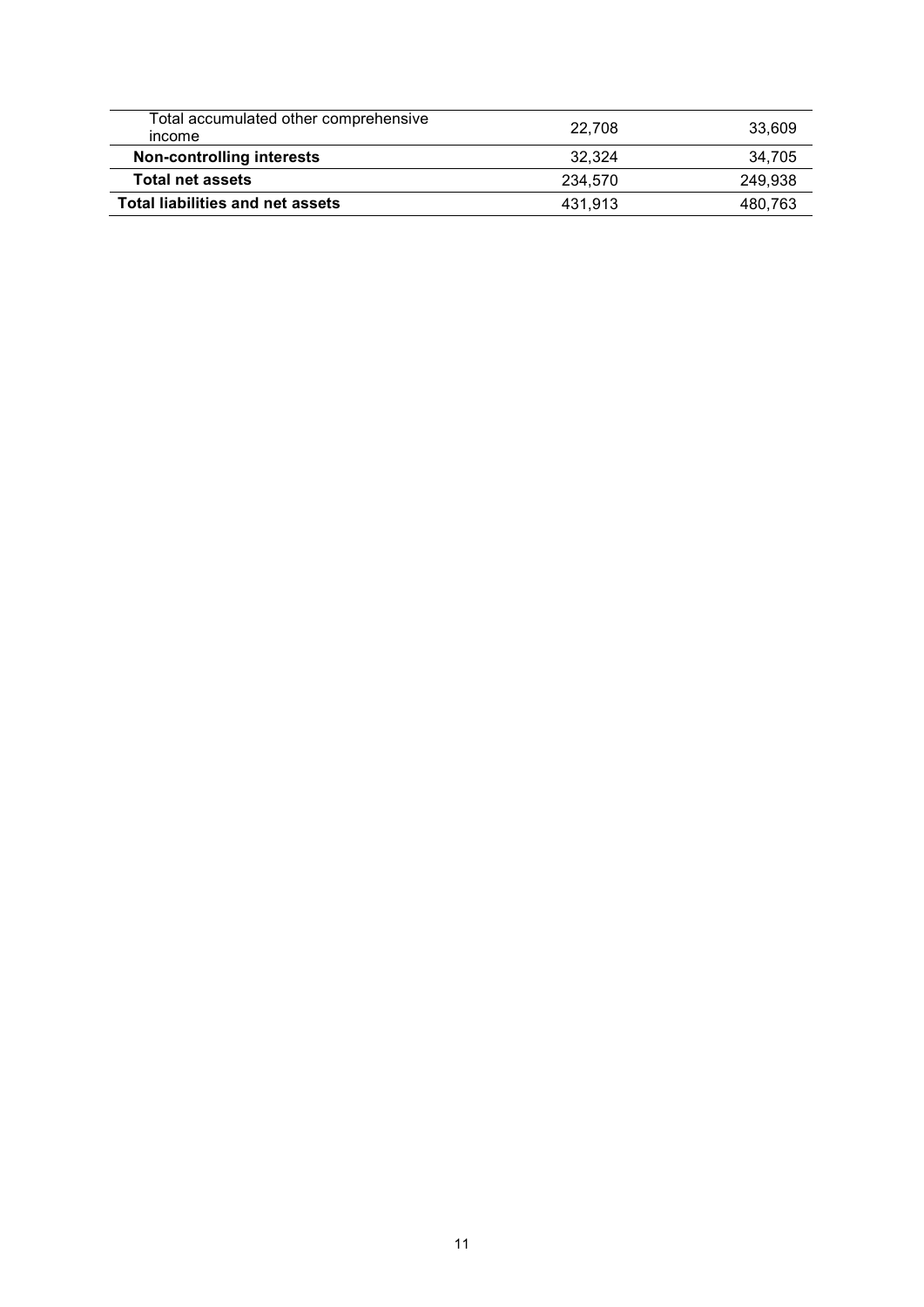| | | |
|---|---|---|
| Total accumulated other comprehensive income | 22,708 | 33,609 |
| **Non-controlling interests** | 32,324 | 34,705 |
| **Total net assets** | 234,570 | 249,938 |
| **Total liabilities and net assets** | 431,913 | 480,763 |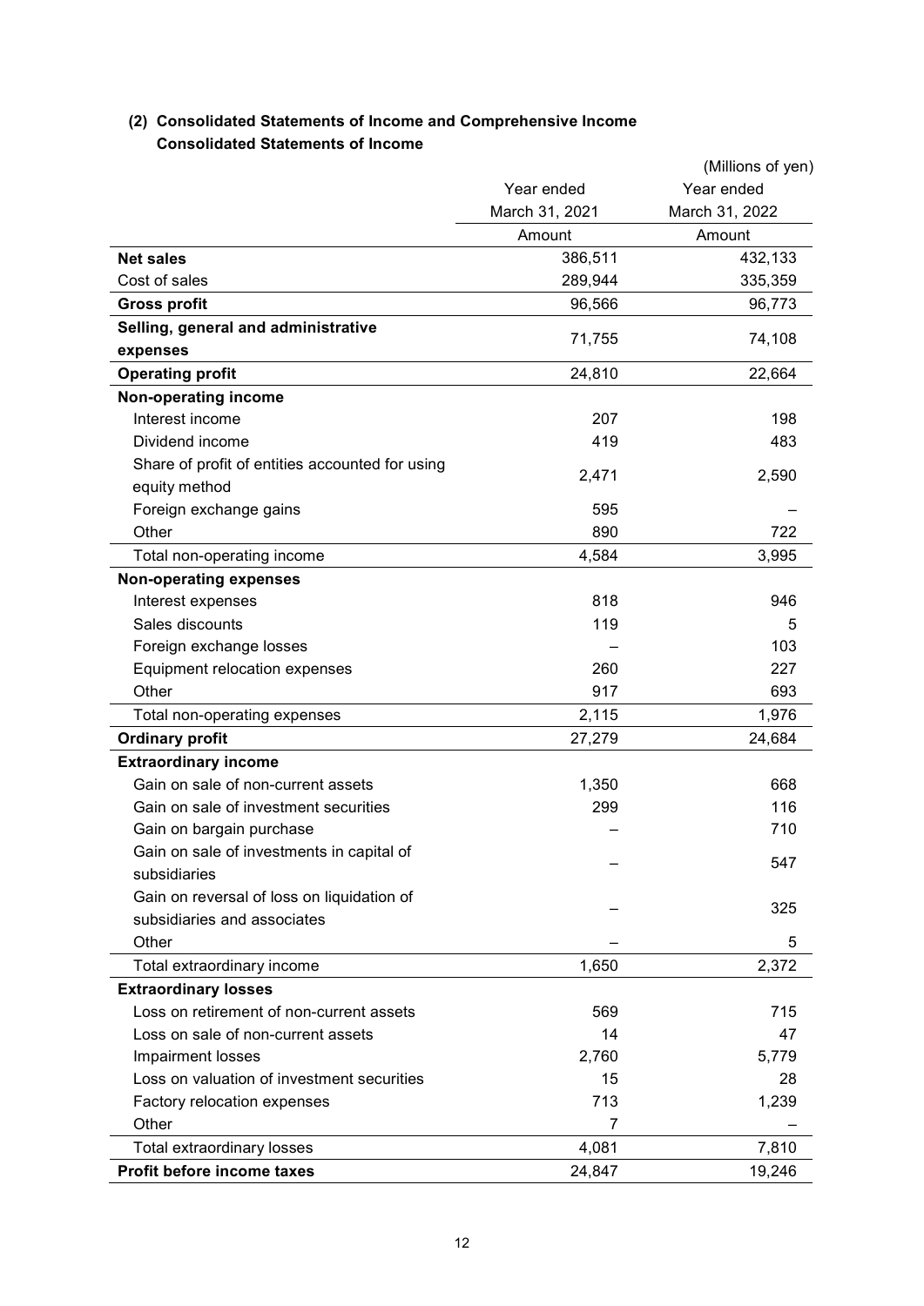### (2) Consolidated Statements of Income and Comprehensive Income

#### Consolidated Statements of Income

(Millions of yen)

| | Year ended March 31, 2021 | Year ended March 31, 2022 |
|---|---|---|
| | Amount | Amount |
| **Net sales** | 386,511 | 432,133 |
| Cost of sales | 289,944 | 335,359 |
| **Gross profit** | 96,566 | 96,773 |
| **Selling, general and administrative expenses** | 71,755 | 74,108 |
| **Operating profit** | 24,810 | 22,664 |
| **Non-operating income** | | |
| Interest income | 207 | 198 |
| Dividend income | 419 | 483 |
| Share of profit of entities accounted for using equity method | 2,471 | 2,590 |
| Foreign exchange gains | 595 | – |
| Other | 890 | 722 |
| Total non-operating income | 4,584 | 3,995 |
| **Non-operating expenses** | | |
| Interest expenses | 818 | 946 |
| Sales discounts | 119 | 5 |
| Foreign exchange losses | – | 103 |
| Equipment relocation expenses | 260 | 227 |
| Other | 917 | 693 |
| Total non-operating expenses | 2,115 | 1,976 |
| **Ordinary profit** | 27,279 | 24,684 |
| **Extraordinary income** | | |
| Gain on sale of non-current assets | 1,350 | 668 |
| Gain on sale of investment securities | 299 | 116 |
| Gain on bargain purchase | – | 710 |
| Gain on sale of investments in capital of subsidiaries | – | 547 |
| Gain on reversal of loss on liquidation of subsidiaries and associates | – | 325 |
| Other | – | 5 |
| Total extraordinary income | 1,650 | 2,372 |
| **Extraordinary losses** | | |
| Loss on retirement of non-current assets | 569 | 715 |
| Loss on sale of non-current assets | 14 | 47 |
| Impairment losses | 2,760 | 5,779 |
| Loss on valuation of investment securities | 15 | 28 |
| Factory relocation expenses | 713 | 1,239 |
| Other | 7 | – |
| Total extraordinary losses | 4,081 | 7,810 |
| **Profit before income taxes** | 24,847 | 19,246 |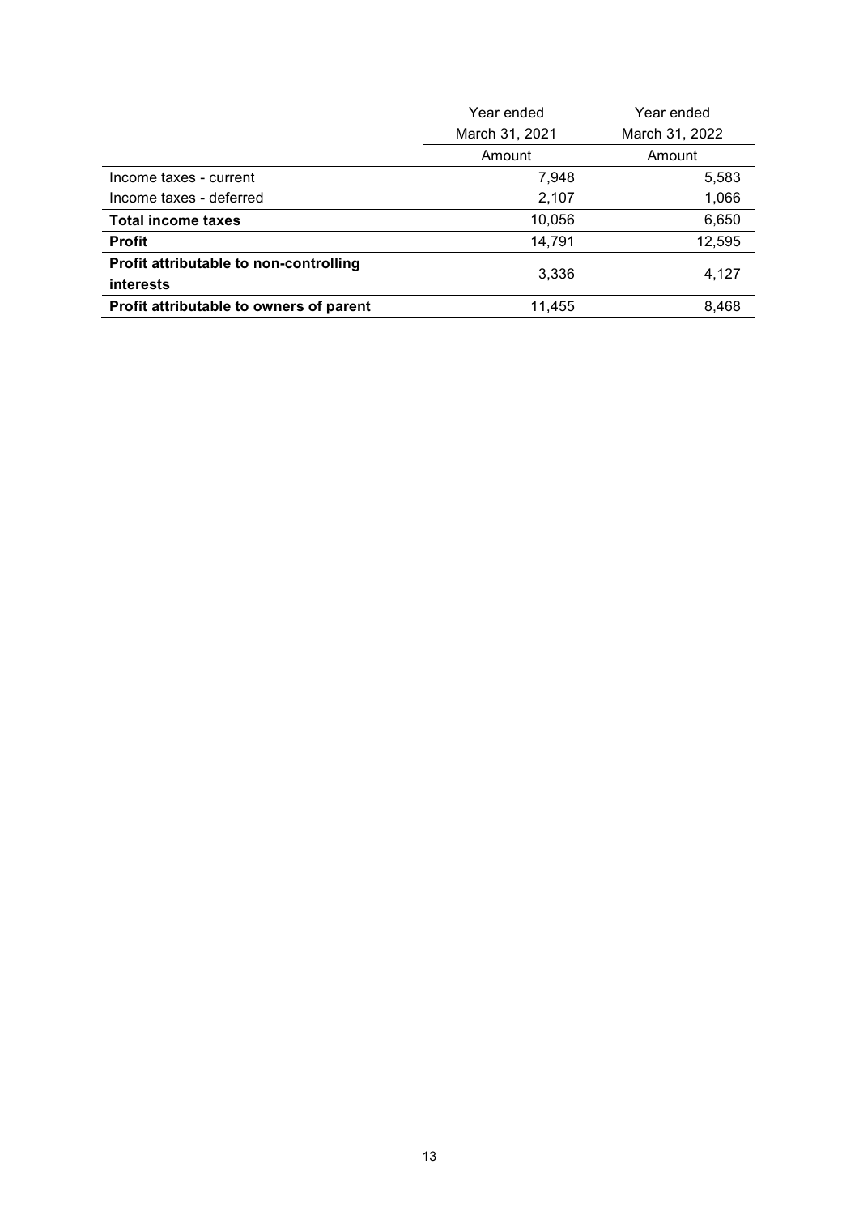| | Year ended March 31, 2021 | Year ended March 31, 2022 |
|---|---|---|
| | Amount | Amount |
| Income taxes - current | 7,948 | 5,583 |
| Income taxes - deferred | 2,107 | 1,066 |
| **Total income taxes** | 10,056 | 6,650 |
| **Profit** | 14,791 | 12,595 |
| **Profit attributable to non-controlling interests** | 3,336 | 4,127 |
| **Profit attributable to owners of parent** | 11,455 | 8,468 |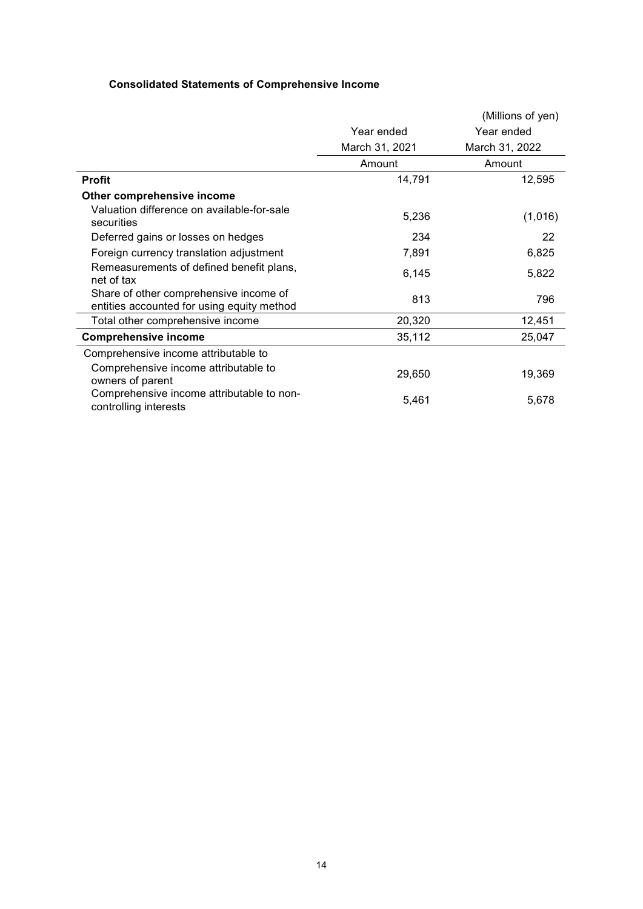### Consolidated Statements of Comprehensive Income

(Millions of yen)

| | Year ended March 31, 2021 | Year ended March 31, 2022 |
|---|---|---|
| | Amount | Amount |
| **Profit** | 14,791 | 12,595 |
| **Other comprehensive income** | | |
| Valuation difference on available-for-sale securities | 5,236 | (1,016) |
| Deferred gains or losses on hedges | 234 | 22 |
| Foreign currency translation adjustment | 7,891 | 6,825 |
| Remeasurements of defined benefit plans, net of tax | 6,145 | 5,822 |
| Share of other comprehensive income of entities accounted for using equity method | 813 | 796 |
| Total other comprehensive income | 20,320 | 12,451 |
| **Comprehensive income** | 35,112 | 25,047 |
| Comprehensive income attributable to | | |
| Comprehensive income attributable to owners of parent | 29,650 | 19,369 |
| Comprehensive income attributable to non-controlling interests | 5,461 | 5,678 |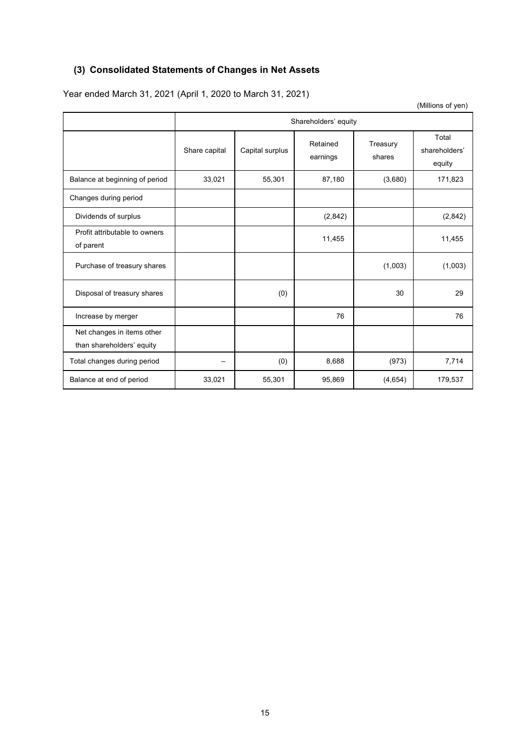## (3) Consolidated Statements of Changes in Net Assets

Year ended March 31, 2021 (April 1, 2020 to March 31, 2021)

(Millions of yen)

| | Shareholders' equity | | | | |
|---|---|---|---|---|---|
| | Share capital | Capital surplus | Retained earnings | Treasury shares | Total shareholders' equity |
| Balance at beginning of period | 33,021 | 55,301 | 87,180 | (3,680) | 171,823 |
| Changes during period | | | | | |
| Dividends of surplus | | | (2,842) | | (2,842) |
| Profit attributable to owners of parent | | | 11,455 | | 11,455 |
| Purchase of treasury shares | | | | (1,003) | (1,003) |
| Disposal of treasury shares | | (0) | | 30 | 29 |
| Increase by merger | | | 76 | | 76 |
| Net changes in items other than shareholders' equity | | | | | |
| Total changes during period | – | (0) | 8,688 | (973) | 7,714 |
| Balance at end of period | 33,021 | 55,301 | 95,869 | (4,654) | 179,537 |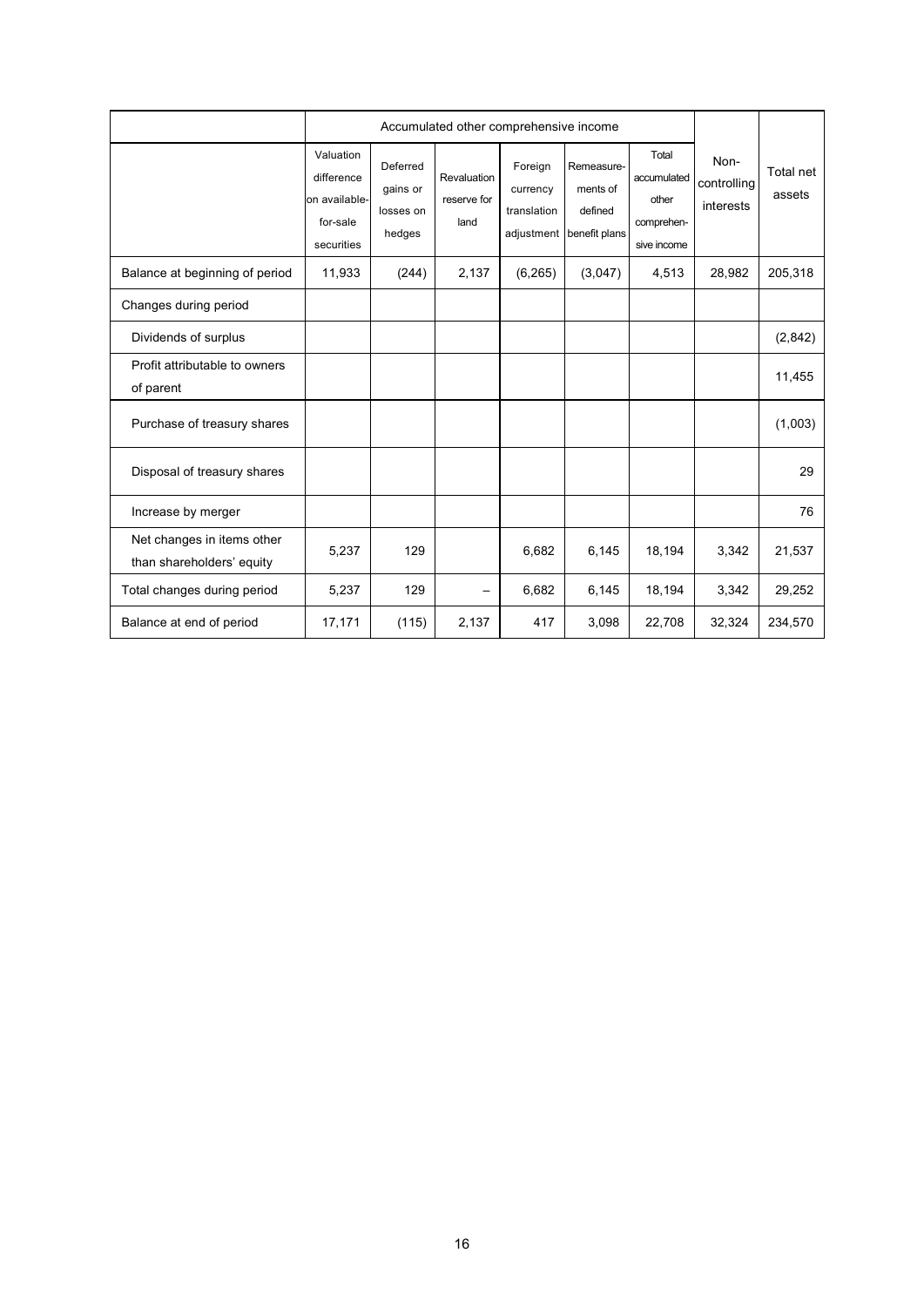| | Accumulated other comprehensive income | | | | | | Non-controlling interests | Total net assets |
|---|---|---|---|---|---|---|---|---|
| | Valuation difference on available-for-sale securities | Deferred gains or losses on hedges | Revaluation reserve for land | Foreign currency translation adjustment | Remeasurements of defined benefit plans | Total accumulated other comprehensive income | | |
| Balance at beginning of period | 11,933 | (244) | 2,137 | (6,265) | (3,047) | 4,513 | 28,982 | 205,318 |
| Changes during period | | | | | | | | |
| Dividends of surplus | | | | | | | | (2,842) |
| Profit attributable to owners of parent | | | | | | | | 11,455 |
| Purchase of treasury shares | | | | | | | | (1,003) |
| Disposal of treasury shares | | | | | | | | 29 |
| Increase by merger | | | | | | | | 76 |
| Net changes in items other than shareholders' equity | 5,237 | 129 | | 6,682 | 6,145 | 18,194 | 3,342 | 21,537 |
| Total changes during period | 5,237 | 129 | – | 6,682 | 6,145 | 18,194 | 3,342 | 29,252 |
| Balance at end of period | 17,171 | (115) | 2,137 | 417 | 3,098 | 22,708 | 32,324 | 234,570 |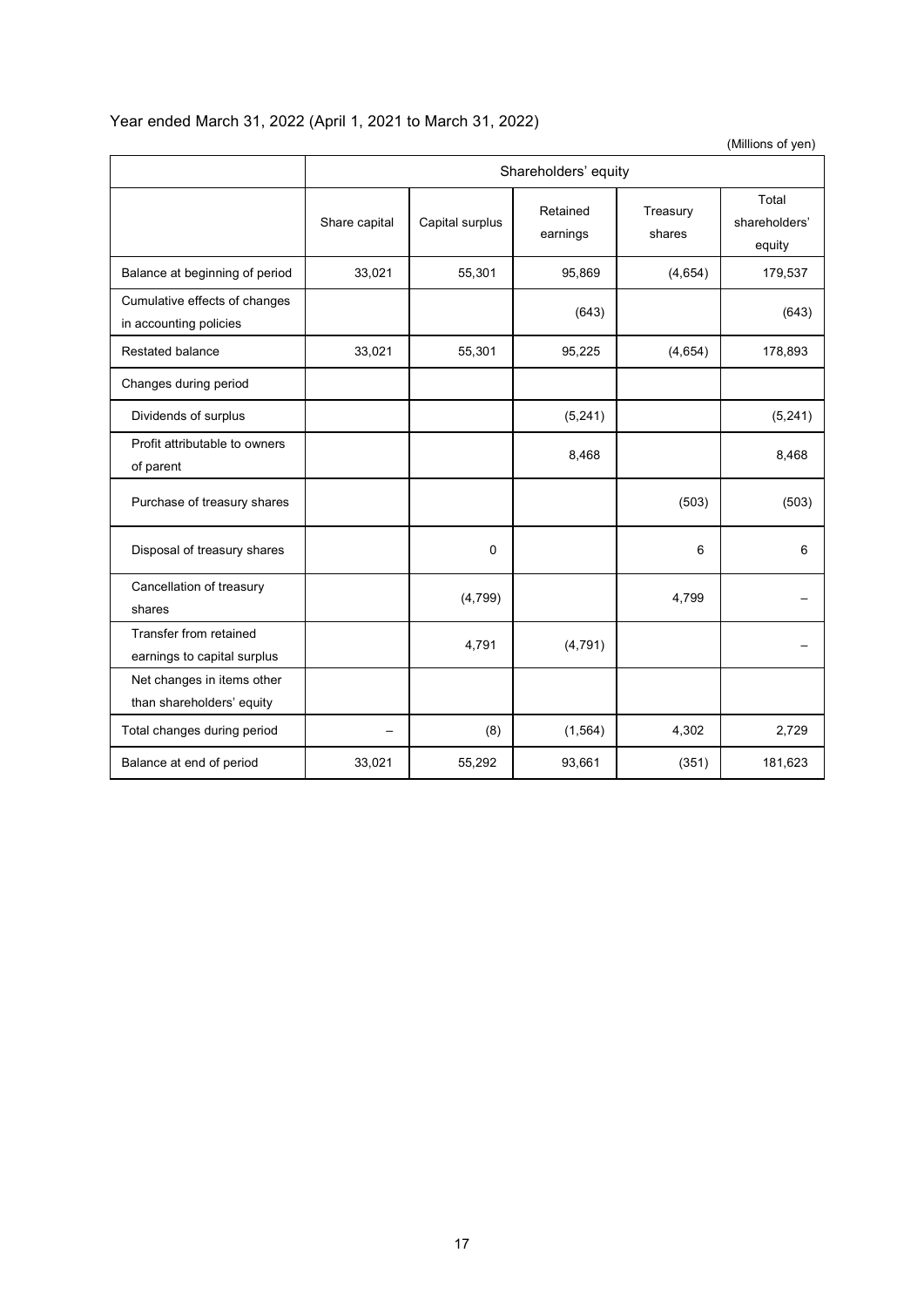Year ended March 31, 2022 (April 1, 2021 to March 31, 2022)

(Millions of yen)

| | Shareholders' equity | | | | |
|---|---|---|---|---|---|
| | Share capital | Capital surplus | Retained earnings | Treasury shares | Total shareholders' equity |
| Balance at beginning of period | 33,021 | 55,301 | 95,869 | (4,654) | 179,537 |
| Cumulative effects of changes in accounting policies | | | (643) | | (643) |
| Restated balance | 33,021 | 55,301 | 95,225 | (4,654) | 178,893 |
| Changes during period | | | | | |
| Dividends of surplus | | | (5,241) | | (5,241) |
| Profit attributable to owners of parent | | | 8,468 | | 8,468 |
| Purchase of treasury shares | | | | (503) | (503) |
| Disposal of treasury shares | | 0 | | 6 | 6 |
| Cancellation of treasury shares | | (4,799) | | 4,799 | – |
| Transfer from retained earnings to capital surplus | | 4,791 | (4,791) | | – |
| Net changes in items other than shareholders' equity | | | | | |
| Total changes during period | – | (8) | (1,564) | 4,302 | 2,729 |
| Balance at end of period | 33,021 | 55,292 | 93,661 | (351) | 181,623 |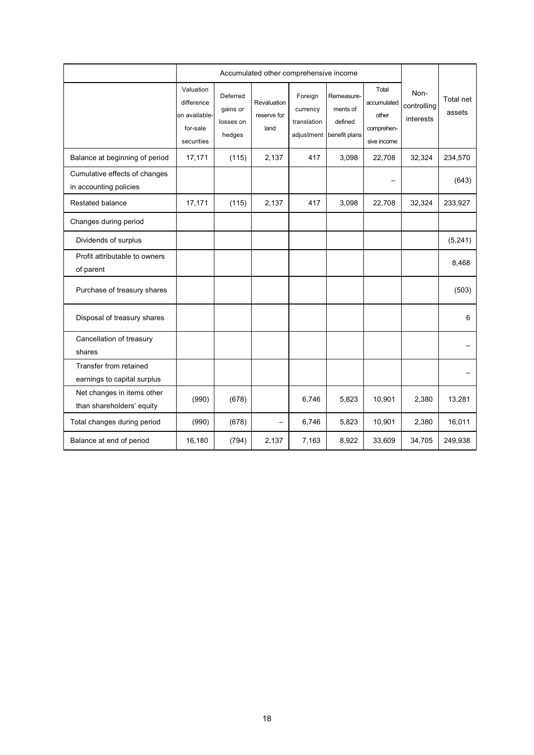| | Accumulated other comprehensive income | | | | | | | |
|---|---|---|---|---|---|---|---|---|
| | Valuation difference on available-for-sale securities | Deferred gains or losses on hedges | Revaluation reserve for land | Foreign currency translation adjustment | Remeasurements of defined benefit plans | Total accumulated other comprehensive income | Non-controlling interests | Total net assets |
| Balance at beginning of period | 17,171 | (115) | 2,137 | 417 | 3,098 | 22,708 | 32,324 | 234,570 |
| Cumulative effects of changes in accounting policies | | | | | | – | | (643) |
| Restated balance | 17,171 | (115) | 2,137 | 417 | 3,098 | 22,708 | 32,324 | 233,927 |
| Changes during period | | | | | | | | |
| Dividends of surplus | | | | | | | | (5,241) |
| Profit attributable to owners of parent | | | | | | | | 8,468 |
| Purchase of treasury shares | | | | | | | | (503) |
| Disposal of treasury shares | | | | | | | | 6 |
| Cancellation of treasury shares | | | | | | | | – |
| Transfer from retained earnings to capital surplus | | | | | | | | – |
| Net changes in items other than shareholders' equity | (990) | (678) | | 6,746 | 5,823 | 10,901 | 2,380 | 13,281 |
| Total changes during period | (990) | (678) | – | 6,746 | 5,823 | 10,901 | 2,380 | 16,011 |
| Balance at end of period | 16,180 | (794) | 2,137 | 7,163 | 8,922 | 33,609 | 34,705 | 249,938 |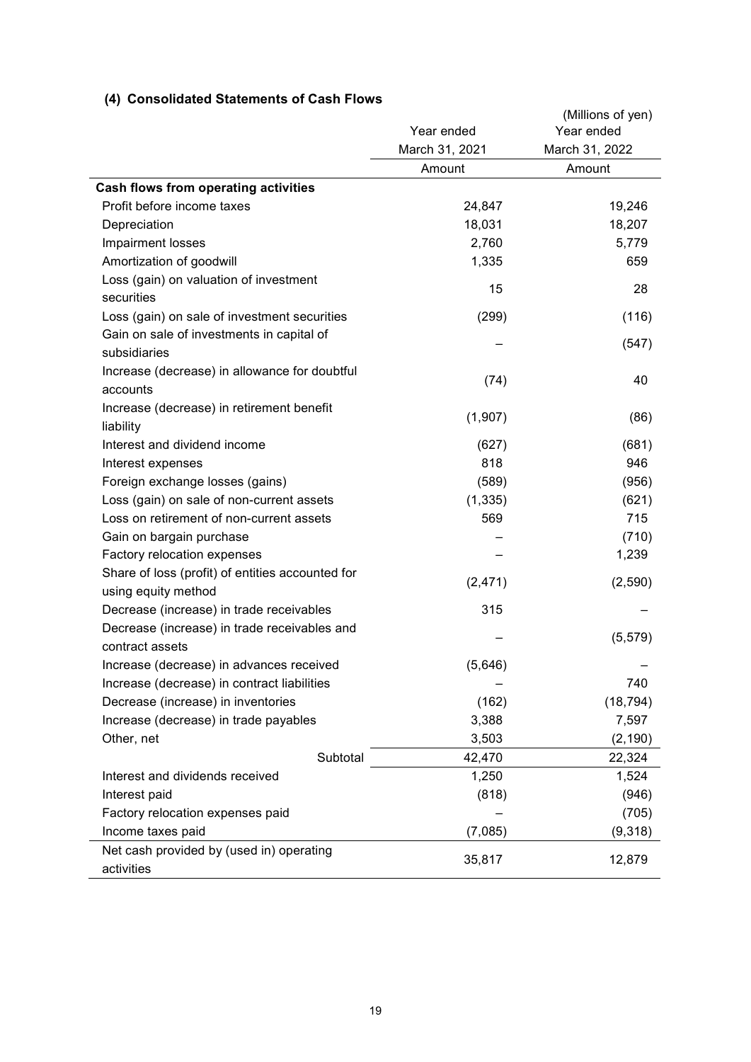### (4) Consolidated Statements of Cash Flows

(Millions of yen)

| | Year ended March 31, 2021 | Year ended March 31, 2022 |
|---|---|---|
| | Amount | Amount |
| **Cash flows from operating activities** | | |
| Profit before income taxes | 24,847 | 19,246 |
| Depreciation | 18,031 | 18,207 |
| Impairment losses | 2,760 | 5,779 |
| Amortization of goodwill | 1,335 | 659 |
| Loss (gain) on valuation of investment securities | 15 | 28 |
| Loss (gain) on sale of investment securities | (299) | (116) |
| Gain on sale of investments in capital of subsidiaries | – | (547) |
| Increase (decrease) in allowance for doubtful accounts | (74) | 40 |
| Increase (decrease) in retirement benefit liability | (1,907) | (86) |
| Interest and dividend income | (627) | (681) |
| Interest expenses | 818 | 946 |
| Foreign exchange losses (gains) | (589) | (956) |
| Loss (gain) on sale of non-current assets | (1,335) | (621) |
| Loss on retirement of non-current assets | 569 | 715 |
| Gain on bargain purchase | – | (710) |
| Factory relocation expenses | – | 1,239 |
| Share of loss (profit) of entities accounted for using equity method | (2,471) | (2,590) |
| Decrease (increase) in trade receivables | 315 | – |
| Decrease (increase) in trade receivables and contract assets | – | (5,579) |
| Increase (decrease) in advances received | (5,646) | – |
| Increase (decrease) in contract liabilities | – | 740 |
| Decrease (increase) in inventories | (162) | (18,794) |
| Increase (decrease) in trade payables | 3,388 | 7,597 |
| Other, net | 3,503 | (2,190) |
| Subtotal | 42,470 | 22,324 |
| Interest and dividends received | 1,250 | 1,524 |
| Interest paid | (818) | (946) |
| Factory relocation expenses paid | – | (705) |
| Income taxes paid | (7,085) | (9,318) |
| Net cash provided by (used in) operating activities | 35,817 | 12,879 |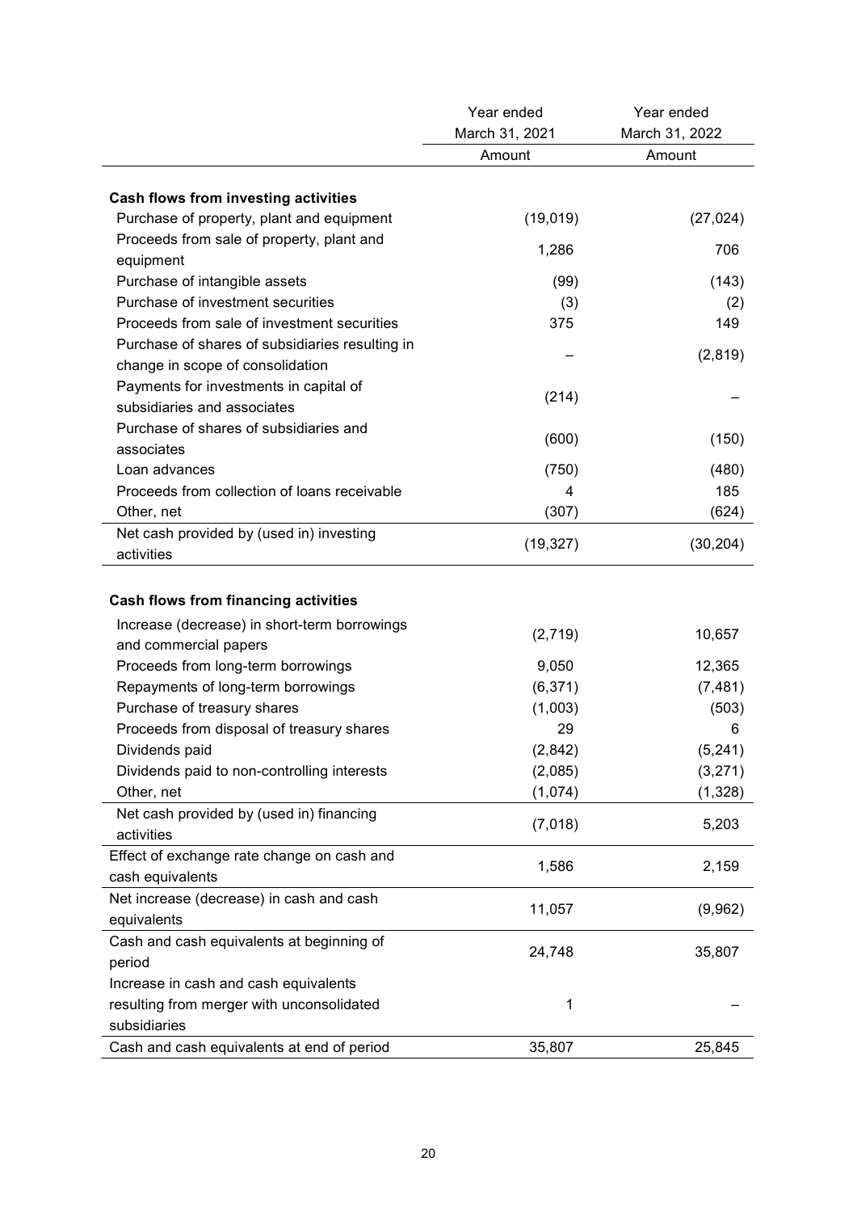| | Year ended March 31, 2021 | Year ended March 31, 2022 |
|---|---|---|
| | Amount | Amount |
| **Cash flows from investing activities** | | |
| Purchase of property, plant and equipment | (19,019) | (27,024) |
| Proceeds from sale of property, plant and equipment | 1,286 | 706 |
| Purchase of intangible assets | (99) | (143) |
| Purchase of investment securities | (3) | (2) |
| Proceeds from sale of investment securities | 375 | 149 |
| Purchase of shares of subsidiaries resulting in change in scope of consolidation | – | (2,819) |
| Payments for investments in capital of subsidiaries and associates | (214) | – |
| Purchase of shares of subsidiaries and associates | (600) | (150) |
| Loan advances | (750) | (480) |
| Proceeds from collection of loans receivable | 4 | 185 |
| Other, net | (307) | (624) |
| Net cash provided by (used in) investing activities | (19,327) | (30,204) |
| **Cash flows from financing activities** | | |
| Increase (decrease) in short-term borrowings and commercial papers | (2,719) | 10,657 |
| Proceeds from long-term borrowings | 9,050 | 12,365 |
| Repayments of long-term borrowings | (6,371) | (7,481) |
| Purchase of treasury shares | (1,003) | (503) |
| Proceeds from disposal of treasury shares | 29 | 6 |
| Dividends paid | (2,842) | (5,241) |
| Dividends paid to non-controlling interests | (2,085) | (3,271) |
| Other, net | (1,074) | (1,328) |
| Net cash provided by (used in) financing activities | (7,018) | 5,203 |
| Effect of exchange rate change on cash and cash equivalents | 1,586 | 2,159 |
| Net increase (decrease) in cash and cash equivalents | 11,057 | (9,962) |
| Cash and cash equivalents at beginning of period | 24,748 | 35,807 |
| Increase in cash and cash equivalents resulting from merger with unconsolidated subsidiaries | 1 | – |
| Cash and cash equivalents at end of period | 35,807 | 25,845 |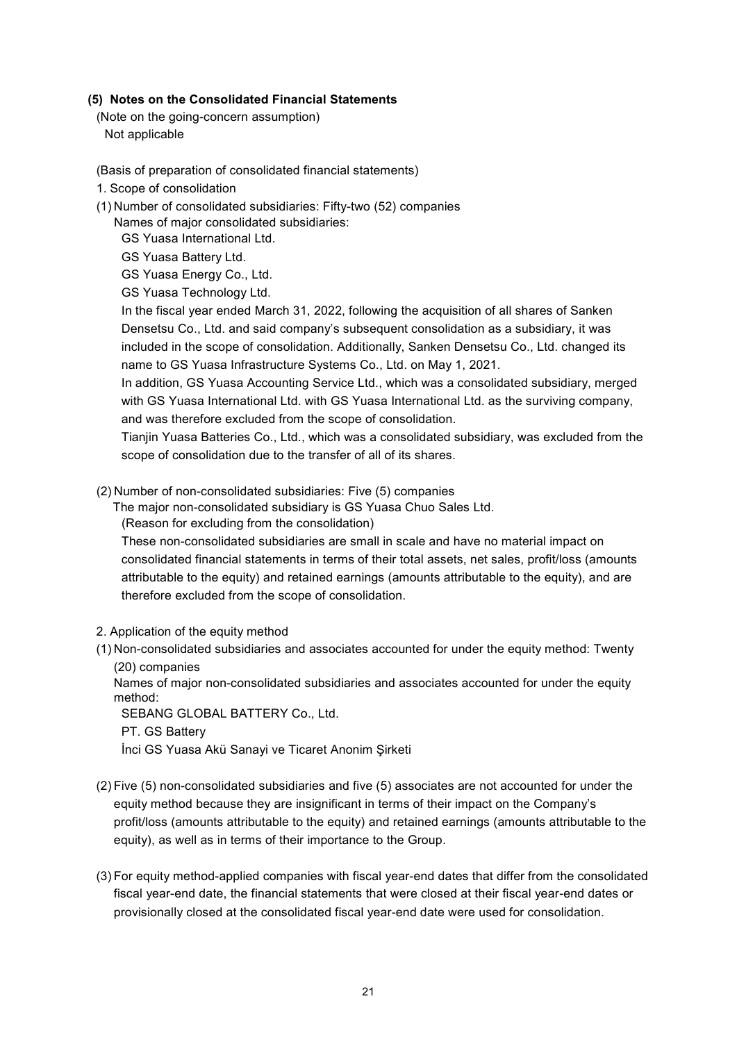## (5) Notes on the Consolidated Financial Statements

(Note on the going-concern assumption)

Not applicable

(Basis of preparation of consolidated financial statements)

1. Scope of consolidation

(1) Number of consolidated subsidiaries: Fifty-two (52) companies

Names of major consolidated subsidiaries:

GS Yuasa International Ltd.

GS Yuasa Battery Ltd.

GS Yuasa Energy Co., Ltd.

GS Yuasa Technology Ltd.

In the fiscal year ended March 31, 2022, following the acquisition of all shares of Sanken Densetsu Co., Ltd. and said company's subsequent consolidation as a subsidiary, it was included in the scope of consolidation. Additionally, Sanken Densetsu Co., Ltd. changed its name to GS Yuasa Infrastructure Systems Co., Ltd. on May 1, 2021.

In addition, GS Yuasa Accounting Service Ltd., which was a consolidated subsidiary, merged with GS Yuasa International Ltd. with GS Yuasa International Ltd. as the surviving company, and was therefore excluded from the scope of consolidation.

Tianjin Yuasa Batteries Co., Ltd., which was a consolidated subsidiary, was excluded from the scope of consolidation due to the transfer of all of its shares.

(2) Number of non-consolidated subsidiaries: Five (5) companies

The major non-consolidated subsidiary is GS Yuasa Chuo Sales Ltd.

(Reason for excluding from the consolidation)

These non-consolidated subsidiaries are small in scale and have no material impact on consolidated financial statements in terms of their total assets, net sales, profit/loss (amounts attributable to the equity) and retained earnings (amounts attributable to the equity), and are therefore excluded from the scope of consolidation.

2. Application of the equity method

(1) Non-consolidated subsidiaries and associates accounted for under the equity method: Twenty (20) companies

Names of major non-consolidated subsidiaries and associates accounted for under the equity method:

SEBANG GLOBAL BATTERY Co., Ltd.

PT. GS Battery

İnci GS Yuasa Akü Sanayi ve Ticaret Anonim Şirketi

(2) Five (5) non-consolidated subsidiaries and five (5) associates are not accounted for under the equity method because they are insignificant in terms of their impact on the Company's profit/loss (amounts attributable to the equity) and retained earnings (amounts attributable to the equity), as well as in terms of their importance to the Group.

(3) For equity method-applied companies with fiscal year-end dates that differ from the consolidated fiscal year-end date, the financial statements that were closed at their fiscal year-end dates or provisionally closed at the consolidated fiscal year-end date were used for consolidation.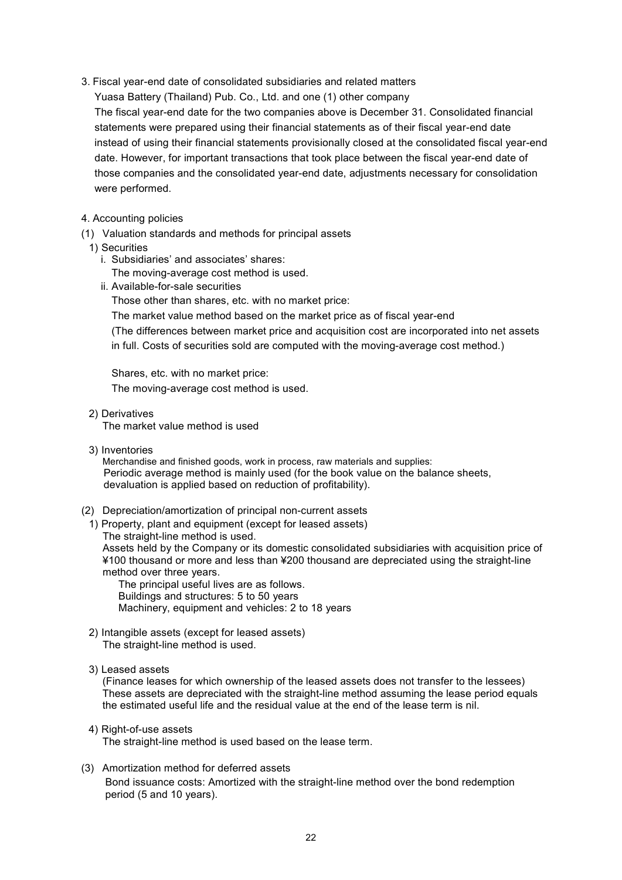3. Fiscal year-end date of consolidated subsidiaries and related matters

Yuasa Battery (Thailand) Pub. Co., Ltd. and one (1) other company

The fiscal year-end date for the two companies above is December 31. Consolidated financial statements were prepared using their financial statements as of their fiscal year-end date instead of using their financial statements provisionally closed at the consolidated fiscal year-end date. However, for important transactions that took place between the fiscal year-end date of those companies and the consolidated year-end date, adjustments necessary for consolidation were performed.

4. Accounting policies

(1) Valuation standards and methods for principal assets

1) Securities

i. Subsidiaries' and associates' shares:

The moving-average cost method is used.

ii. Available-for-sale securities

Those other than shares, etc. with no market price:

The market value method based on the market price as of fiscal year-end

(The differences between market price and acquisition cost are incorporated into net assets in full. Costs of securities sold are computed with the moving-average cost method.)

Shares, etc. with no market price:

The moving-average cost method is used.

2) Derivatives

The market value method is used

3) Inventories

Merchandise and finished goods, work in process, raw materials and supplies:

Periodic average method is mainly used (for the book value on the balance sheets, devaluation is applied based on reduction of profitability).

(2) Depreciation/amortization of principal non-current assets

1) Property, plant and equipment (except for leased assets)

The straight-line method is used.

Assets held by the Company or its domestic consolidated subsidiaries with acquisition price of ¥100 thousand or more and less than ¥200 thousand are depreciated using the straight-line method over three years.

The principal useful lives are as follows.

Buildings and structures: 5 to 50 years

Machinery, equipment and vehicles: 2 to 18 years

2) Intangible assets (except for leased assets)

The straight-line method is used.

3) Leased assets

(Finance leases for which ownership of the leased assets does not transfer to the lessees)

These assets are depreciated with the straight-line method assuming the lease period equals the estimated useful life and the residual value at the end of the lease term is nil.

4) Right-of-use assets

The straight-line method is used based on the lease term.

(3) Amortization method for deferred assets

Bond issuance costs: Amortized with the straight-line method over the bond redemption period (5 and 10 years).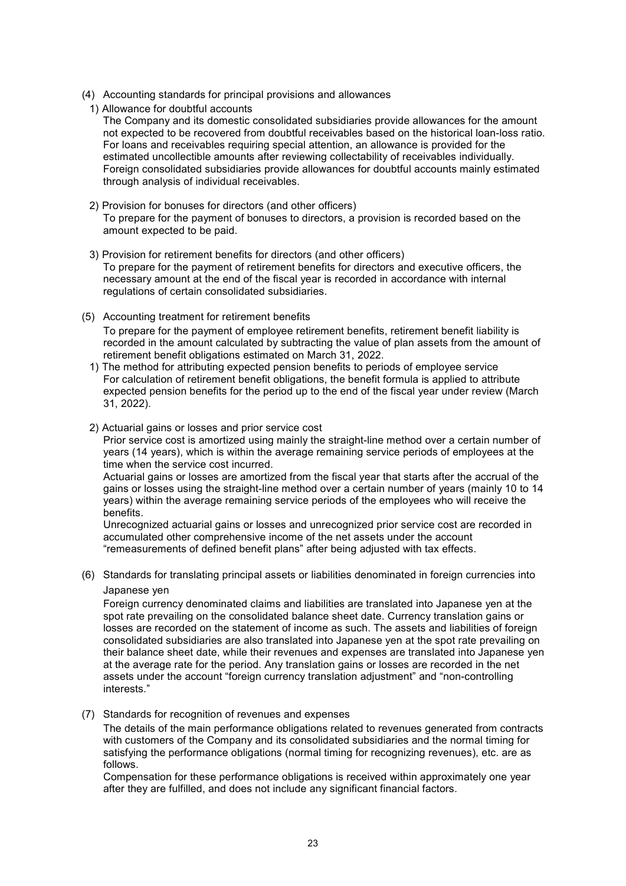(4) Accounting standards for principal provisions and allowances

1) Allowance for doubtful accounts

The Company and its domestic consolidated subsidiaries provide allowances for the amount not expected to be recovered from doubtful receivables based on the historical loan-loss ratio. For loans and receivables requiring special attention, an allowance is provided for the estimated uncollectible amounts after reviewing collectability of receivables individually. Foreign consolidated subsidiaries provide allowances for doubtful accounts mainly estimated through analysis of individual receivables.

2) Provision for bonuses for directors (and other officers)

To prepare for the payment of bonuses to directors, a provision is recorded based on the amount expected to be paid.

3) Provision for retirement benefits for directors (and other officers)

To prepare for the payment of retirement benefits for directors and executive officers, the necessary amount at the end of the fiscal year is recorded in accordance with internal regulations of certain consolidated subsidiaries.

(5) Accounting treatment for retirement benefits

To prepare for the payment of employee retirement benefits, retirement benefit liability is recorded in the amount calculated by subtracting the value of plan assets from the amount of retirement benefit obligations estimated on March 31, 2022.

1) The method for attributing expected pension benefits to periods of employee service

For calculation of retirement benefit obligations, the benefit formula is applied to attribute expected pension benefits for the period up to the end of the fiscal year under review (March 31, 2022).

2) Actuarial gains or losses and prior service cost

Prior service cost is amortized using mainly the straight-line method over a certain number of years (14 years), which is within the average remaining service periods of employees at the time when the service cost incurred.

Actuarial gains or losses are amortized from the fiscal year that starts after the accrual of the gains or losses using the straight-line method over a certain number of years (mainly 10 to 14 years) within the average remaining service periods of the employees who will receive the benefits.

Unrecognized actuarial gains or losses and unrecognized prior service cost are recorded in accumulated other comprehensive income of the net assets under the account "remeasurements of defined benefit plans" after being adjusted with tax effects.

(6) Standards for translating principal assets or liabilities denominated in foreign currencies into Japanese yen

Foreign currency denominated claims and liabilities are translated into Japanese yen at the spot rate prevailing on the consolidated balance sheet date. Currency translation gains or losses are recorded on the statement of income as such. The assets and liabilities of foreign consolidated subsidiaries are also translated into Japanese yen at the spot rate prevailing on their balance sheet date, while their revenues and expenses are translated into Japanese yen at the average rate for the period. Any translation gains or losses are recorded in the net assets under the account "foreign currency translation adjustment" and "non-controlling interests."

(7) Standards for recognition of revenues and expenses

The details of the main performance obligations related to revenues generated from contracts with customers of the Company and its consolidated subsidiaries and the normal timing for satisfying the performance obligations (normal timing for recognizing revenues), etc. are as follows.

Compensation for these performance obligations is received within approximately one year after they are fulfilled, and does not include any significant financial factors.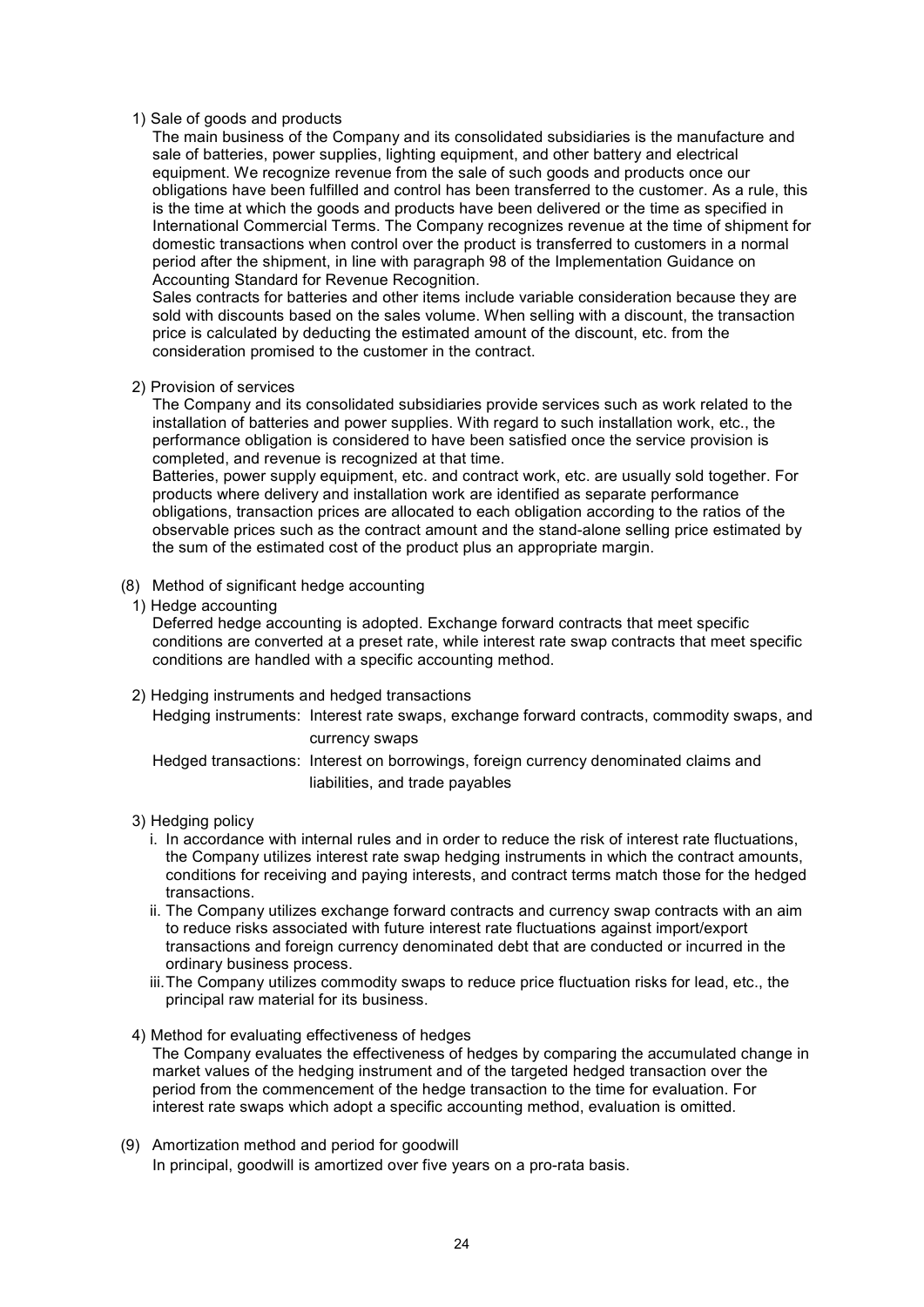1) Sale of goods and products

The main business of the Company and its consolidated subsidiaries is the manufacture and sale of batteries, power supplies, lighting equipment, and other battery and electrical equipment. We recognize revenue from the sale of such goods and products once our obligations have been fulfilled and control has been transferred to the customer. As a rule, this is the time at which the goods and products have been delivered or the time as specified in International Commercial Terms. The Company recognizes revenue at the time of shipment for domestic transactions when control over the product is transferred to customers in a normal period after the shipment, in line with paragraph 98 of the Implementation Guidance on Accounting Standard for Revenue Recognition.

Sales contracts for batteries and other items include variable consideration because they are sold with discounts based on the sales volume. When selling with a discount, the transaction price is calculated by deducting the estimated amount of the discount, etc. from the consideration promised to the customer in the contract.

2) Provision of services

The Company and its consolidated subsidiaries provide services such as work related to the installation of batteries and power supplies. With regard to such installation work, etc., the performance obligation is considered to have been satisfied once the service provision is completed, and revenue is recognized at that time.

Batteries, power supply equipment, etc. and contract work, etc. are usually sold together. For products where delivery and installation work are identified as separate performance obligations, transaction prices are allocated to each obligation according to the ratios of the observable prices such as the contract amount and the stand-alone selling price estimated by the sum of the estimated cost of the product plus an appropriate margin.

(8) Method of significant hedge accounting

1) Hedge accounting

Deferred hedge accounting is adopted. Exchange forward contracts that meet specific conditions are converted at a preset rate, while interest rate swap contracts that meet specific conditions are handled with a specific accounting method.

2) Hedging instruments and hedged transactions

Hedging instruments: Interest rate swaps, exchange forward contracts, commodity swaps, and currency swaps

Hedged transactions: Interest on borrowings, foreign currency denominated claims and liabilities, and trade payables

3) Hedging policy

i. In accordance with internal rules and in order to reduce the risk of interest rate fluctuations, the Company utilizes interest rate swap hedging instruments in which the contract amounts, conditions for receiving and paying interests, and contract terms match those for the hedged transactions.

ii. The Company utilizes exchange forward contracts and currency swap contracts with an aim to reduce risks associated with future interest rate fluctuations against import/export transactions and foreign currency denominated debt that are conducted or incurred in the ordinary business process.

iii. The Company utilizes commodity swaps to reduce price fluctuation risks for lead, etc., the principal raw material for its business.

4) Method for evaluating effectiveness of hedges

The Company evaluates the effectiveness of hedges by comparing the accumulated change in market values of the hedging instrument and of the targeted hedged transaction over the period from the commencement of the hedge transaction to the time for evaluation. For interest rate swaps which adopt a specific accounting method, evaluation is omitted.

(9) Amortization method and period for goodwill

In principal, goodwill is amortized over five years on a pro-rata basis.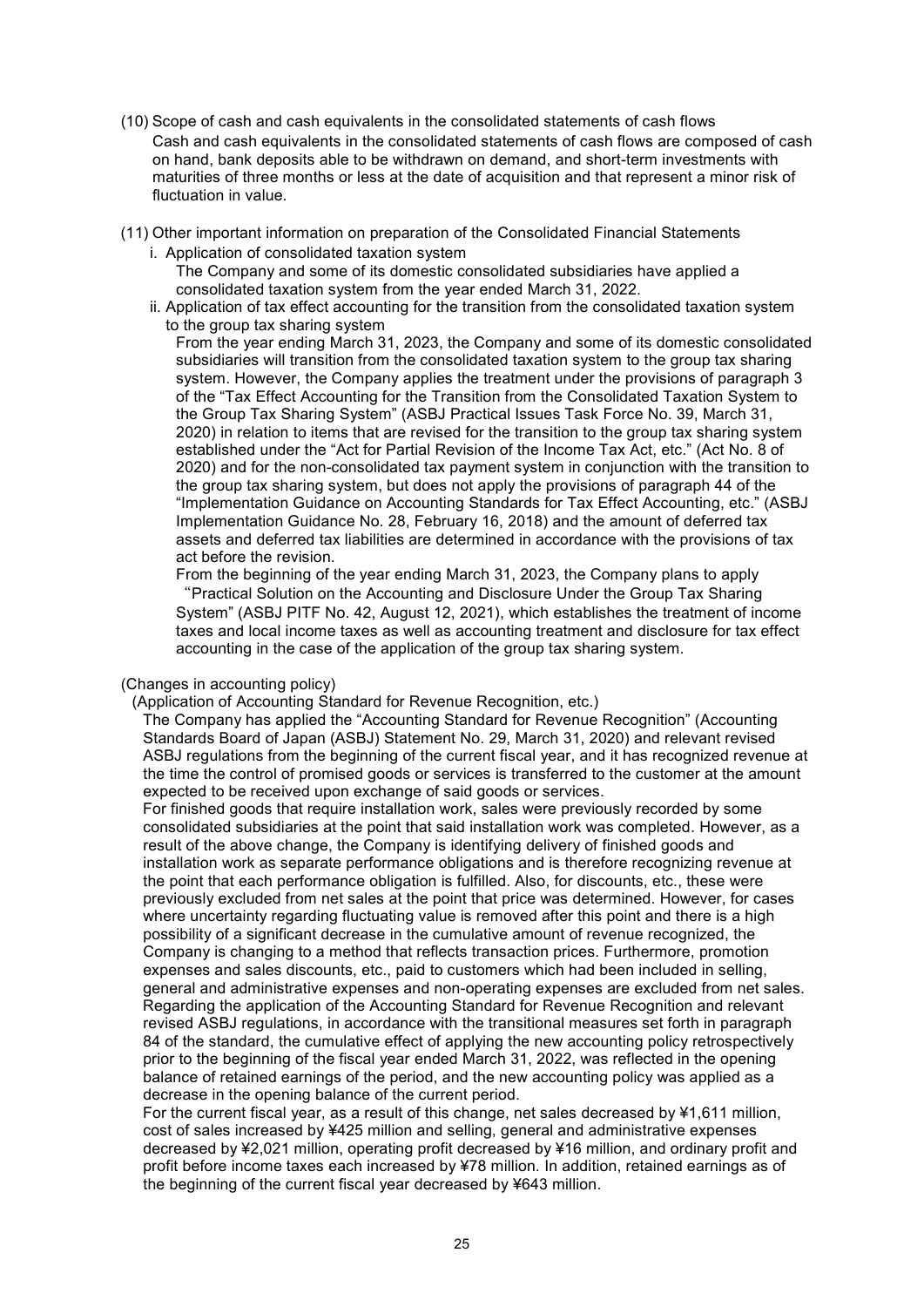(10) Scope of cash and cash equivalents in the consolidated statements of cash flows

Cash and cash equivalents in the consolidated statements of cash flows are composed of cash on hand, bank deposits able to be withdrawn on demand, and short-term investments with maturities of three months or less at the date of acquisition and that represent a minor risk of fluctuation in value.

(11) Other important information on preparation of the Consolidated Financial Statements

i. Application of consolidated taxation system

The Company and some of its domestic consolidated subsidiaries have applied a consolidated taxation system from the year ended March 31, 2022.

ii. Application of tax effect accounting for the transition from the consolidated taxation system to the group tax sharing system

From the year ending March 31, 2023, the Company and some of its domestic consolidated subsidiaries will transition from the consolidated taxation system to the group tax sharing system. However, the Company applies the treatment under the provisions of paragraph 3 of the "Tax Effect Accounting for the Transition from the Consolidated Taxation System to the Group Tax Sharing System" (ASBJ Practical Issues Task Force No. 39, March 31, 2020) in relation to items that are revised for the transition to the group tax sharing system established under the "Act for Partial Revision of the Income Tax Act, etc." (Act No. 8 of 2020) and for the non-consolidated tax payment system in conjunction with the transition to the group tax sharing system, but does not apply the provisions of paragraph 44 of the "Implementation Guidance on Accounting Standards for Tax Effect Accounting, etc." (ASBJ Implementation Guidance No. 28, February 16, 2018) and the amount of deferred tax assets and deferred tax liabilities are determined in accordance with the provisions of tax act before the revision.

From the beginning of the year ending March 31, 2023, the Company plans to apply "Practical Solution on the Accounting and Disclosure Under the Group Tax Sharing System" (ASBJ PITF No. 42, August 12, 2021), which establishes the treatment of income taxes and local income taxes as well as accounting treatment and disclosure for tax effect accounting in the case of the application of the group tax sharing system.

(Changes in accounting policy)

(Application of Accounting Standard for Revenue Recognition, etc.)

The Company has applied the "Accounting Standard for Revenue Recognition" (Accounting Standards Board of Japan (ASBJ) Statement No. 29, March 31, 2020) and relevant revised ASBJ regulations from the beginning of the current fiscal year, and it has recognized revenue at the time the control of promised goods or services is transferred to the customer at the amount expected to be received upon exchange of said goods or services.

For finished goods that require installation work, sales were previously recorded by some consolidated subsidiaries at the point that said installation work was completed. However, as a result of the above change, the Company is identifying delivery of finished goods and installation work as separate performance obligations and is therefore recognizing revenue at the point that each performance obligation is fulfilled. Also, for discounts, etc., these were previously excluded from net sales at the point that price was determined. However, for cases where uncertainty regarding fluctuating value is removed after this point and there is a high possibility of a significant decrease in the cumulative amount of revenue recognized, the Company is changing to a method that reflects transaction prices. Furthermore, promotion expenses and sales discounts, etc., paid to customers which had been included in selling, general and administrative expenses and non-operating expenses are excluded from net sales. Regarding the application of the Accounting Standard for Revenue Recognition and relevant revised ASBJ regulations, in accordance with the transitional measures set forth in paragraph 84 of the standard, the cumulative effect of applying the new accounting policy retrospectively prior to the beginning of the fiscal year ended March 31, 2022, was reflected in the opening balance of retained earnings of the period, and the new accounting policy was applied as a decrease in the opening balance of the current period.

For the current fiscal year, as a result of this change, net sales decreased by ¥1,611 million, cost of sales increased by ¥425 million and selling, general and administrative expenses decreased by ¥2,021 million, operating profit decreased by ¥16 million, and ordinary profit and profit before income taxes each increased by ¥78 million. In addition, retained earnings as of the beginning of the current fiscal year decreased by ¥643 million.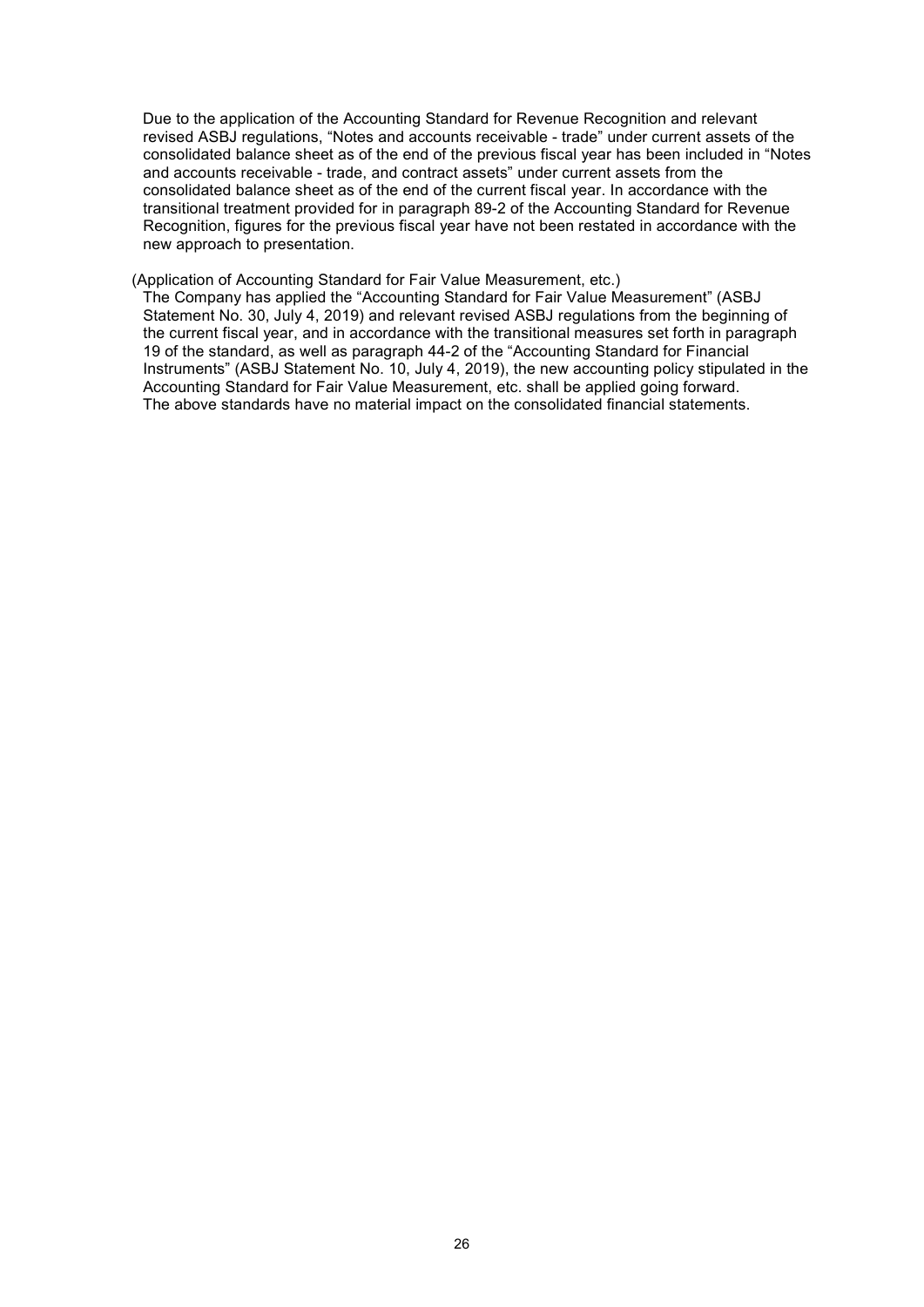Due to the application of the Accounting Standard for Revenue Recognition and relevant revised ASBJ regulations, "Notes and accounts receivable - trade" under current assets of the consolidated balance sheet as of the end of the previous fiscal year has been included in "Notes and accounts receivable - trade, and contract assets" under current assets from the consolidated balance sheet as of the end of the current fiscal year. In accordance with the transitional treatment provided for in paragraph 89-2 of the Accounting Standard for Revenue Recognition, figures for the previous fiscal year have not been restated in accordance with the new approach to presentation.

(Application of Accounting Standard for Fair Value Measurement, etc.)

The Company has applied the "Accounting Standard for Fair Value Measurement" (ASBJ Statement No. 30, July 4, 2019) and relevant revised ASBJ regulations from the beginning of the current fiscal year, and in accordance with the transitional measures set forth in paragraph 19 of the standard, as well as paragraph 44-2 of the "Accounting Standard for Financial Instruments" (ASBJ Statement No. 10, July 4, 2019), the new accounting policy stipulated in the Accounting Standard for Fair Value Measurement, etc. shall be applied going forward.
The above standards have no material impact on the consolidated financial statements.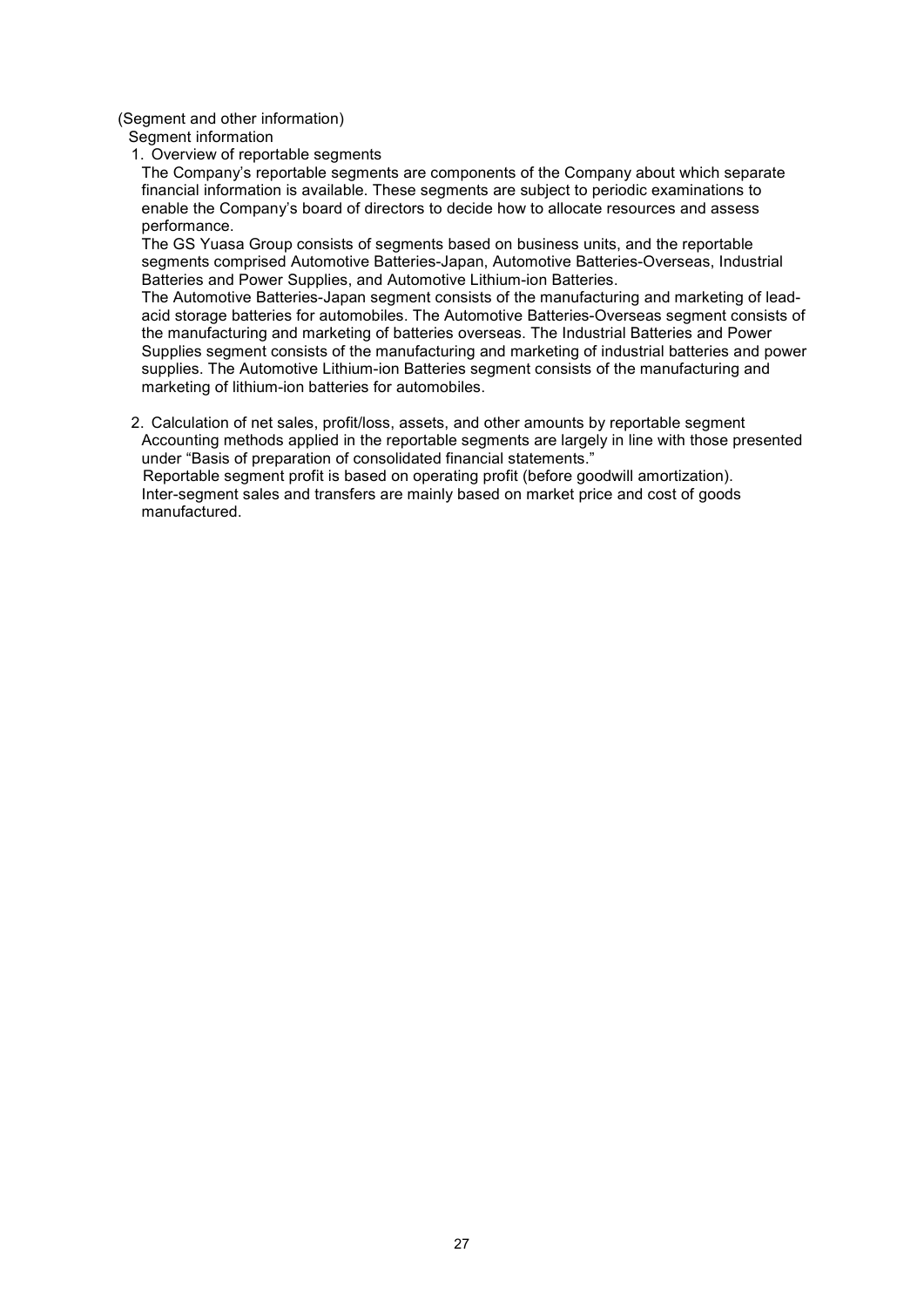(Segment and other information)

Segment information

1. Overview of reportable segments

The Company's reportable segments are components of the Company about which separate financial information is available. These segments are subject to periodic examinations to enable the Company's board of directors to decide how to allocate resources and assess performance.

The GS Yuasa Group consists of segments based on business units, and the reportable segments comprised Automotive Batteries-Japan, Automotive Batteries-Overseas, Industrial Batteries and Power Supplies, and Automotive Lithium-ion Batteries.

The Automotive Batteries-Japan segment consists of the manufacturing and marketing of lead-acid storage batteries for automobiles. The Automotive Batteries-Overseas segment consists of the manufacturing and marketing of batteries overseas. The Industrial Batteries and Power Supplies segment consists of the manufacturing and marketing of industrial batteries and power supplies. The Automotive Lithium-ion Batteries segment consists of the manufacturing and marketing of lithium-ion batteries for automobiles.

2. Calculation of net sales, profit/loss, assets, and other amounts by reportable segment

Accounting methods applied in the reportable segments are largely in line with those presented under "Basis of preparation of consolidated financial statements."

Reportable segment profit is based on operating profit (before goodwill amortization).

Inter-segment sales and transfers are mainly based on market price and cost of goods manufactured.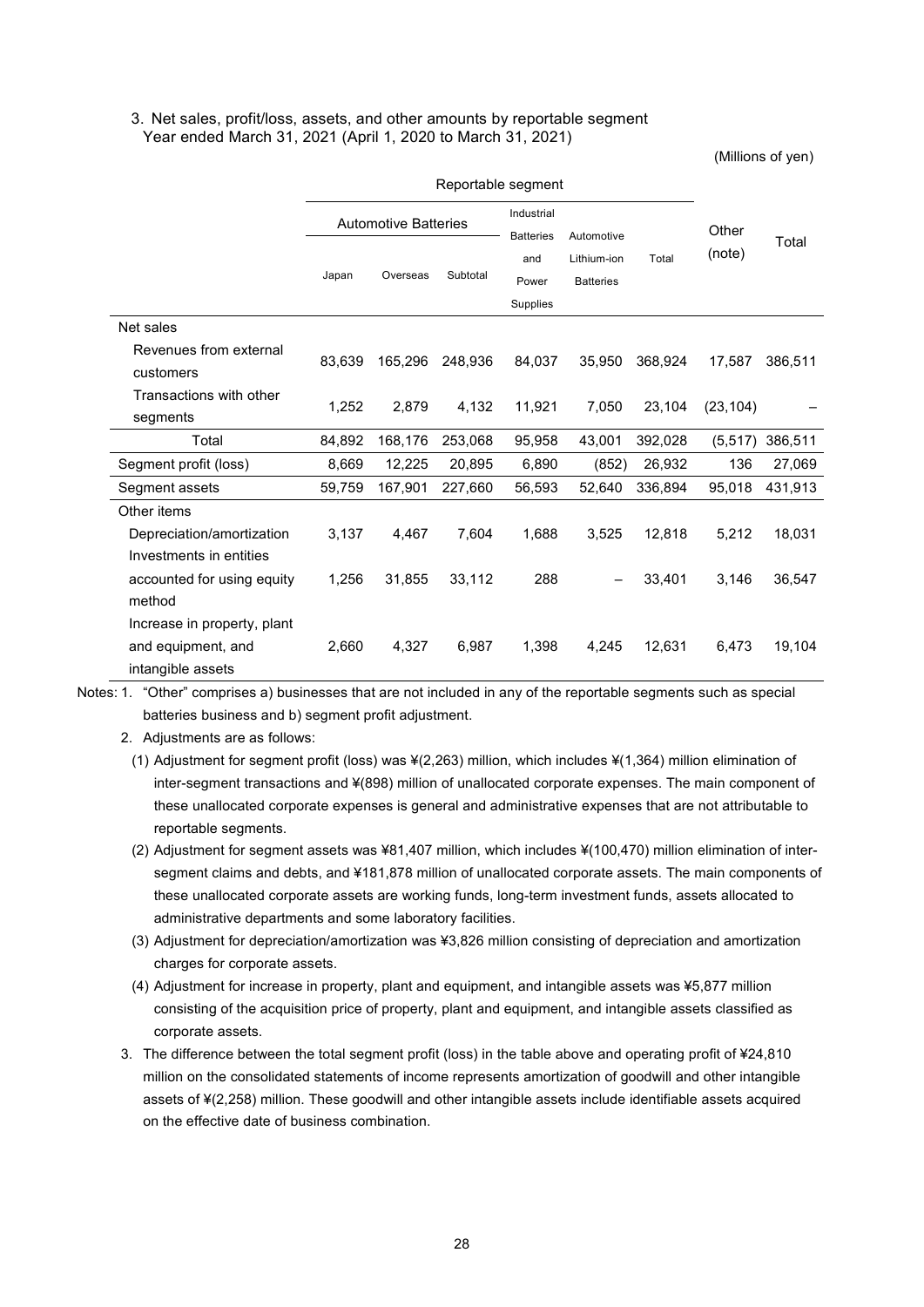3. Net sales, profit/loss, assets, and other amounts by reportable segment
Year ended March 31, 2021 (April 1, 2020 to March 31, 2021)

(Millions of yen)

| | Reportable segment | | | | | | Other (note) | Total |
|---|---|---|---|---|---|---|---|---|
| | Automotive Batteries | | | Industrial Batteries and Power Supplies | Automotive Lithium-ion Batteries | Total | | |
| | Japan | Overseas | Subtotal | | | | | |
| Net sales | | | | | | | | |
| Revenues from external customers | 83,639 | 165,296 | 248,936 | 84,037 | 35,950 | 368,924 | 17,587 | 386,511 |
| Transactions with other segments | 1,252 | 2,879 | 4,132 | 11,921 | 7,050 | 23,104 | (23,104) | – |
| Total | 84,892 | 168,176 | 253,068 | 95,958 | 43,001 | 392,028 | (5,517) | 386,511 |
| Segment profit (loss) | 8,669 | 12,225 | 20,895 | 6,890 | (852) | 26,932 | 136 | 27,069 |
| Segment assets | 59,759 | 167,901 | 227,660 | 56,593 | 52,640 | 336,894 | 95,018 | 431,913 |
| Other items | | | | | | | | |
| Depreciation/amortization | 3,137 | 4,467 | 7,604 | 1,688 | 3,525 | 12,818 | 5,212 | 18,031 |
| Investments in entities accounted for using equity method | 1,256 | 31,855 | 33,112 | 288 | – | 33,401 | 3,146 | 36,547 |
| Increase in property, plant and equipment, and intangible assets | 2,660 | 4,327 | 6,987 | 1,398 | 4,245 | 12,631 | 6,473 | 19,104 |

Notes: 1. "Other" comprises a) businesses that are not included in any of the reportable segments such as special batteries business and b) segment profit adjustment.

2. Adjustments are as follows:

(1) Adjustment for segment profit (loss) was ¥(2,263) million, which includes ¥(1,364) million elimination of inter-segment transactions and ¥(898) million of unallocated corporate expenses. The main component of these unallocated corporate expenses is general and administrative expenses that are not attributable to reportable segments.

(2) Adjustment for segment assets was ¥81,407 million, which includes ¥(100,470) million elimination of inter-segment claims and debts, and ¥181,878 million of unallocated corporate assets. The main components of these unallocated corporate assets are working funds, long-term investment funds, assets allocated to administrative departments and some laboratory facilities.

(3) Adjustment for depreciation/amortization was ¥3,826 million consisting of depreciation and amortization charges for corporate assets.

(4) Adjustment for increase in property, plant and equipment, and intangible assets was ¥5,877 million consisting of the acquisition price of property, plant and equipment, and intangible assets classified as corporate assets.

3. The difference between the total segment profit (loss) in the table above and operating profit of ¥24,810 million on the consolidated statements of income represents amortization of goodwill and other intangible assets of ¥(2,258) million. These goodwill and other intangible assets include identifiable assets acquired on the effective date of business combination.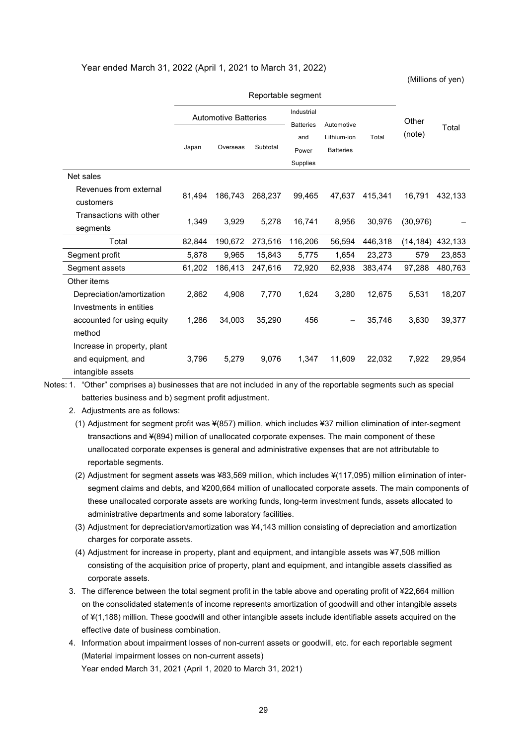Year ended March 31, 2022 (April 1, 2021 to March 31, 2022)

(Millions of yen)

| | Reportable segment | | | | | | Other (note) | Total |
|---|---|---|---|---|---|---|---|---|
| | Automotive Batteries | | | Industrial Batteries and Power Supplies | Automotive Lithium-ion Batteries | Total | | |
| | Japan | Overseas | Subtotal | | | | | |
| Net sales | | | | | | | | |
| Revenues from external customers | 81,494 | 186,743 | 268,237 | 99,465 | 47,637 | 415,341 | 16,791 | 432,133 |
| Transactions with other segments | 1,349 | 3,929 | 5,278 | 16,741 | 8,956 | 30,976 | (30,976) | – |
| Total | 82,844 | 190,672 | 273,516 | 116,206 | 56,594 | 446,318 | (14,184) | 432,133 |
| Segment profit | 5,878 | 9,965 | 15,843 | 5,775 | 1,654 | 23,273 | 579 | 23,853 |
| Segment assets | 61,202 | 186,413 | 247,616 | 72,920 | 62,938 | 383,474 | 97,288 | 480,763 |
| Other items | | | | | | | | |
| Depreciation/amortization | 2,862 | 4,908 | 7,770 | 1,624 | 3,280 | 12,675 | 5,531 | 18,207 |
| Investments in entities accounted for using equity method | 1,286 | 34,003 | 35,290 | 456 | – | 35,746 | 3,630 | 39,377 |
| Increase in property, plant and equipment, and intangible assets | 3,796 | 5,279 | 9,076 | 1,347 | 11,609 | 22,032 | 7,922 | 29,954 |

Notes: 1. "Other" comprises a) businesses that are not included in any of the reportable segments such as special batteries business and b) segment profit adjustment.

2. Adjustments are as follows:

(1) Adjustment for segment profit was ¥(857) million, which includes ¥37 million elimination of inter-segment transactions and ¥(894) million of unallocated corporate expenses. The main component of these unallocated corporate expenses is general and administrative expenses that are not attributable to reportable segments.

(2) Adjustment for segment assets was ¥83,569 million, which includes ¥(117,095) million elimination of inter-segment claims and debts, and ¥200,664 million of unallocated corporate assets. The main components of these unallocated corporate assets are working funds, long-term investment funds, assets allocated to administrative departments and some laboratory facilities.

(3) Adjustment for depreciation/amortization was ¥4,143 million consisting of depreciation and amortization charges for corporate assets.

(4) Adjustment for increase in property, plant and equipment, and intangible assets was ¥7,508 million consisting of the acquisition price of property, plant and equipment, and intangible assets classified as corporate assets.

3. The difference between the total segment profit in the table above and operating profit of ¥22,664 million on the consolidated statements of income represents amortization of goodwill and other intangible assets of ¥(1,188) million. These goodwill and other intangible assets include identifiable assets acquired on the effective date of business combination.

4. Information about impairment losses of non-current assets or goodwill, etc. for each reportable segment (Material impairment losses on non-current assets)

Year ended March 31, 2021 (April 1, 2020 to March 31, 2021)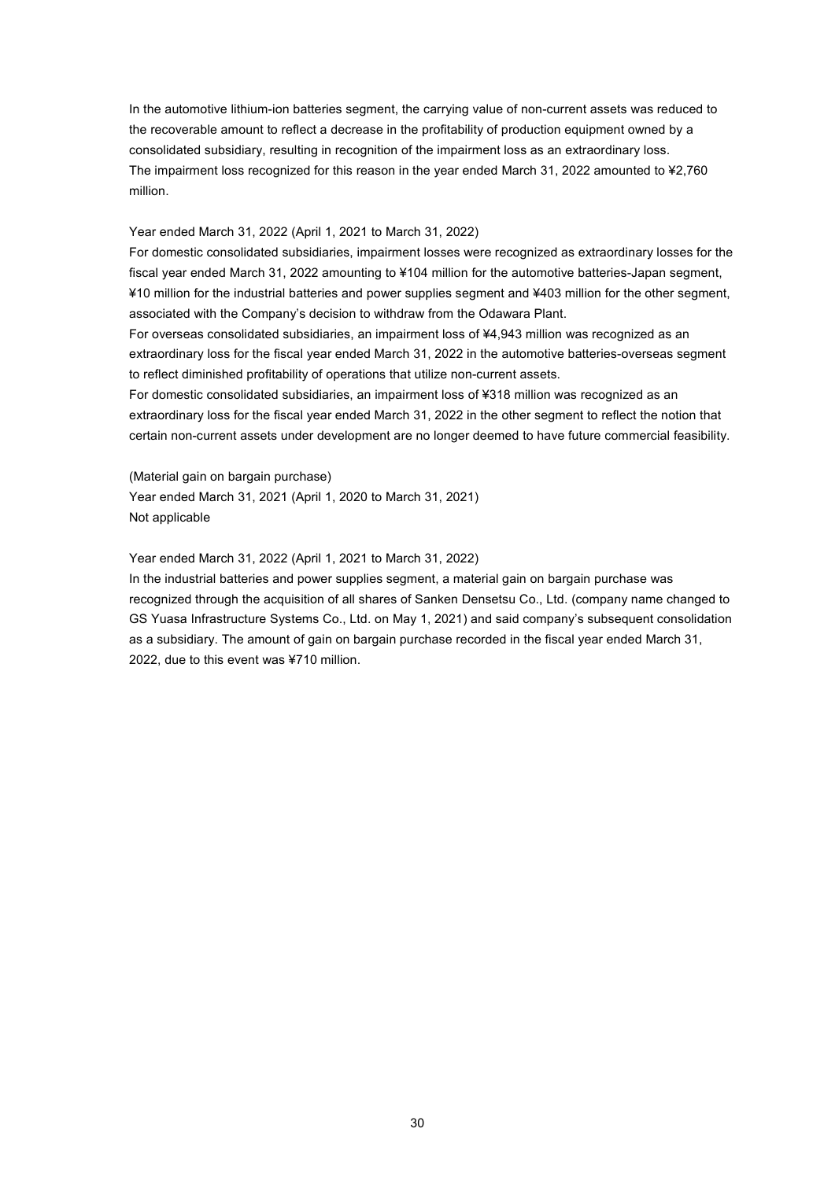In the automotive lithium-ion batteries segment, the carrying value of non-current assets was reduced to the recoverable amount to reflect a decrease in the profitability of production equipment owned by a consolidated subsidiary, resulting in recognition of the impairment loss as an extraordinary loss. The impairment loss recognized for this reason in the year ended March 31, 2022 amounted to ¥2,760 million.

Year ended March 31, 2022 (April 1, 2021 to March 31, 2022)

For domestic consolidated subsidiaries, impairment losses were recognized as extraordinary losses for the fiscal year ended March 31, 2022 amounting to ¥104 million for the automotive batteries-Japan segment, ¥10 million for the industrial batteries and power supplies segment and ¥403 million for the other segment, associated with the Company's decision to withdraw from the Odawara Plant.

For overseas consolidated subsidiaries, an impairment loss of ¥4,943 million was recognized as an extraordinary loss for the fiscal year ended March 31, 2022 in the automotive batteries-overseas segment to reflect diminished profitability of operations that utilize non-current assets.

For domestic consolidated subsidiaries, an impairment loss of ¥318 million was recognized as an extraordinary loss for the fiscal year ended March 31, 2022 in the other segment to reflect the notion that certain non-current assets under development are no longer deemed to have future commercial feasibility.

(Material gain on bargain purchase)

Year ended March 31, 2021 (April 1, 2020 to March 31, 2021)

Not applicable

Year ended March 31, 2022 (April 1, 2021 to March 31, 2022)

In the industrial batteries and power supplies segment, a material gain on bargain purchase was recognized through the acquisition of all shares of Sanken Densetsu Co., Ltd. (company name changed to GS Yuasa Infrastructure Systems Co., Ltd. on May 1, 2021) and said company's subsequent consolidation as a subsidiary. The amount of gain on bargain purchase recorded in the fiscal year ended March 31, 2022, due to this event was ¥710 million.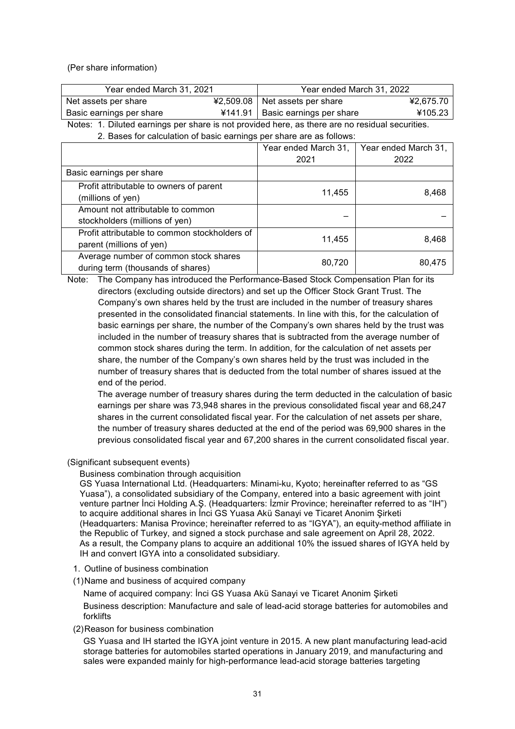(Per share information)

| Year ended March 31, 2021 | | Year ended March 31, 2022 | |
|---|---|---|---|
| Net assets per share | ¥2,509.08 | Net assets per share | ¥2,675.70 |
| Basic earnings per share | ¥141.91 | Basic earnings per share | ¥105.23 |

Notes: 1. Diluted earnings per share is not provided here, as there are no residual securities.

2. Bases for calculation of basic earnings per share are as follows:

| | Year ended March 31, 2021 | Year ended March 31, 2022 |
|---|---|---|
| Basic earnings per share | | |
| Profit attributable to owners of parent (millions of yen) | 11,455 | 8,468 |
| Amount not attributable to common stockholders (millions of yen) | – | – |
| Profit attributable to common stockholders of parent (millions of yen) | 11,455 | 8,468 |
| Average number of common stock shares during term (thousands of shares) | 80,720 | 80,475 |

Note: The Company has introduced the Performance-Based Stock Compensation Plan for its directors (excluding outside directors) and set up the Officer Stock Grant Trust. The Company's own shares held by the trust are included in the number of treasury shares presented in the consolidated financial statements. In line with this, for the calculation of basic earnings per share, the number of the Company's own shares held by the trust was included in the number of treasury shares that is subtracted from the average number of common stock shares during the term. In addition, for the calculation of net assets per share, the number of the Company's own shares held by the trust was included in the number of treasury shares that is deducted from the total number of shares issued at the end of the period.

The average number of treasury shares during the term deducted in the calculation of basic earnings per share was 73,948 shares in the previous consolidated fiscal year and 68,247 shares in the current consolidated fiscal year. For the calculation of net assets per share, the number of treasury shares deducted at the end of the period was 69,900 shares in the previous consolidated fiscal year and 67,200 shares in the current consolidated fiscal year.

(Significant subsequent events)

Business combination through acquisition

GS Yuasa International Ltd. (Headquarters: Minami-ku, Kyoto; hereinafter referred to as "GS Yuasa"), a consolidated subsidiary of the Company, entered into a basic agreement with joint venture partner İnci Holding A.Ş. (Headquarters: İzmir Province; hereinafter referred to as "IH") to acquire additional shares in İnci GS Yuasa Akü Sanayi ve Ticaret Anonim Şirketi (Headquarters: Manisa Province; hereinafter referred to as "IGYA"), an equity-method affiliate in the Republic of Turkey, and signed a stock purchase and sale agreement on April 28, 2022. As a result, the Company plans to acquire an additional 10% the issued shares of IGYA held by IH and convert IGYA into a consolidated subsidiary.

1. Outline of business combination

(1) Name and business of acquired company

Name of acquired company: İnci GS Yuasa Akü Sanayi ve Ticaret Anonim Şirketi

Business description: Manufacture and sale of lead-acid storage batteries for automobiles and forklifts

(2) Reason for business combination

GS Yuasa and IH started the IGYA joint venture in 2015. A new plant manufacturing lead-acid storage batteries for automobiles started operations in January 2019, and manufacturing and sales were expanded mainly for high-performance lead-acid storage batteries targeting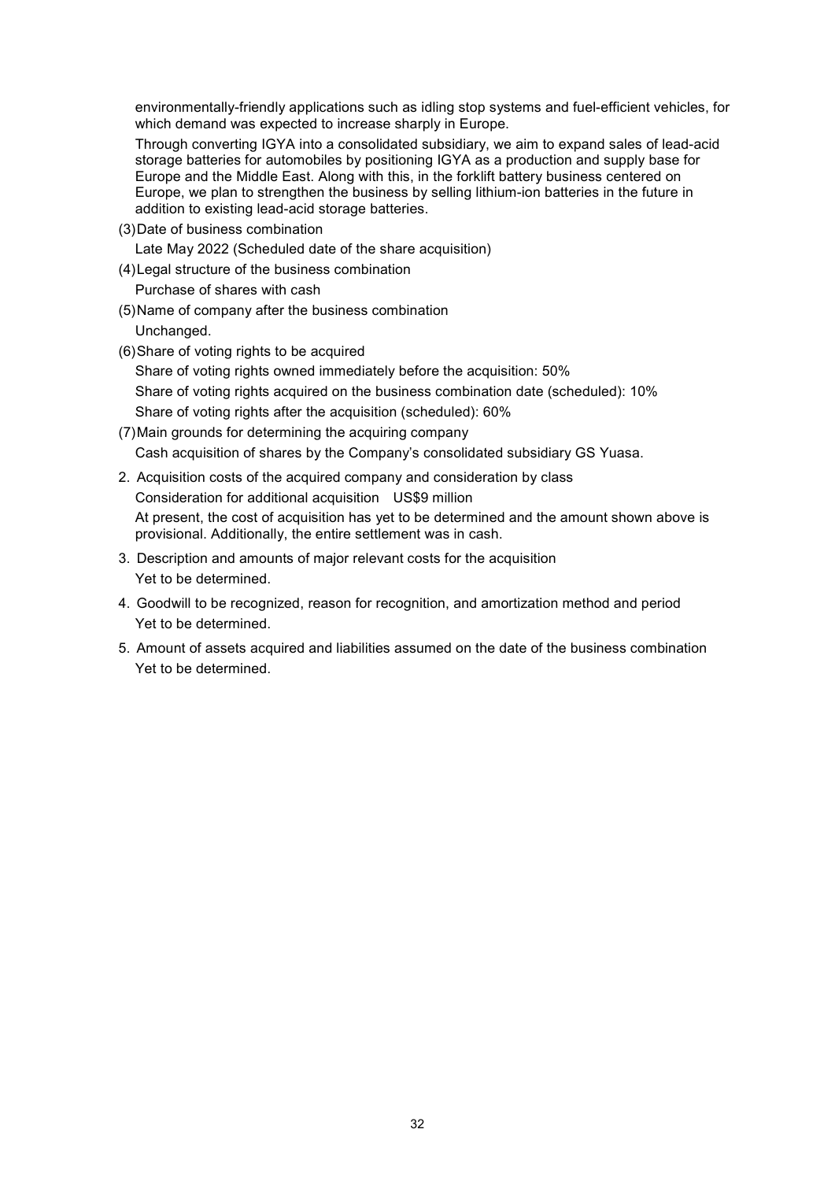environmentally-friendly applications such as idling stop systems and fuel-efficient vehicles, for which demand was expected to increase sharply in Europe.

Through converting IGYA into a consolidated subsidiary, we aim to expand sales of lead-acid storage batteries for automobiles by positioning IGYA as a production and supply base for Europe and the Middle East. Along with this, in the forklift battery business centered on Europe, we plan to strengthen the business by selling lithium-ion batteries in the future in addition to existing lead-acid storage batteries.

(3) Date of business combination

Late May 2022 (Scheduled date of the share acquisition)

(4) Legal structure of the business combination

Purchase of shares with cash

(5) Name of company after the business combination

Unchanged.

(6) Share of voting rights to be acquired

Share of voting rights owned immediately before the acquisition: 50%

Share of voting rights acquired on the business combination date (scheduled): 10%

Share of voting rights after the acquisition (scheduled): 60%

(7) Main grounds for determining the acquiring company

Cash acquisition of shares by the Company's consolidated subsidiary GS Yuasa.

2. Acquisition costs of the acquired company and consideration by class

Consideration for additional acquisition　US$9 million

At present, the cost of acquisition has yet to be determined and the amount shown above is provisional. Additionally, the entire settlement was in cash.

3. Description and amounts of major relevant costs for the acquisition

Yet to be determined.

4. Goodwill to be recognized, reason for recognition, and amortization method and period

Yet to be determined.

5. Amount of assets acquired and liabilities assumed on the date of the business combination

Yet to be determined.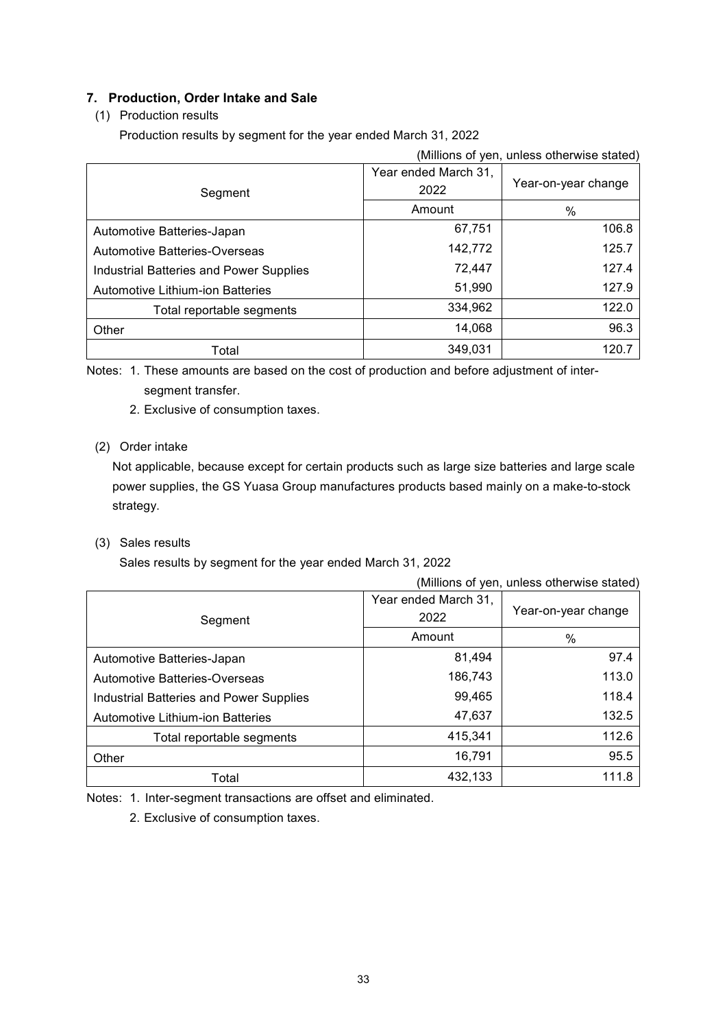## 7. Production, Order Intake and Sale

(1) Production results

Production results by segment for the year ended March 31, 2022

(Millions of yen, unless otherwise stated)

| Segment | Year ended March 31, 2022 | Year-on-year change |
|---|---|---|
| | Amount | % |
| Automotive Batteries-Japan | 67,751 | 106.8 |
| Automotive Batteries-Overseas | 142,772 | 125.7 |
| Industrial Batteries and Power Supplies | 72,447 | 127.4 |
| Automotive Lithium-ion Batteries | 51,990 | 127.9 |
| Total reportable segments | 334,962 | 122.0 |
| Other | 14,068 | 96.3 |
| Total | 349,031 | 120.7 |

Notes: 1. These amounts are based on the cost of production and before adjustment of inter-segment transfer.

2. Exclusive of consumption taxes.

(2) Order intake

Not applicable, because except for certain products such as large size batteries and large scale power supplies, the GS Yuasa Group manufactures products based mainly on a make-to-stock strategy.

(3) Sales results

Sales results by segment for the year ended March 31, 2022

(Millions of yen, unless otherwise stated)

| Segment | Year ended March 31, 2022 | Year-on-year change |
|---|---|---|
| | Amount | % |
| Automotive Batteries-Japan | 81,494 | 97.4 |
| Automotive Batteries-Overseas | 186,743 | 113.0 |
| Industrial Batteries and Power Supplies | 99,465 | 118.4 |
| Automotive Lithium-ion Batteries | 47,637 | 132.5 |
| Total reportable segments | 415,341 | 112.6 |
| Other | 16,791 | 95.5 |
| Total | 432,133 | 111.8 |

Notes: 1. Inter-segment transactions are offset and eliminated.

2. Exclusive of consumption taxes.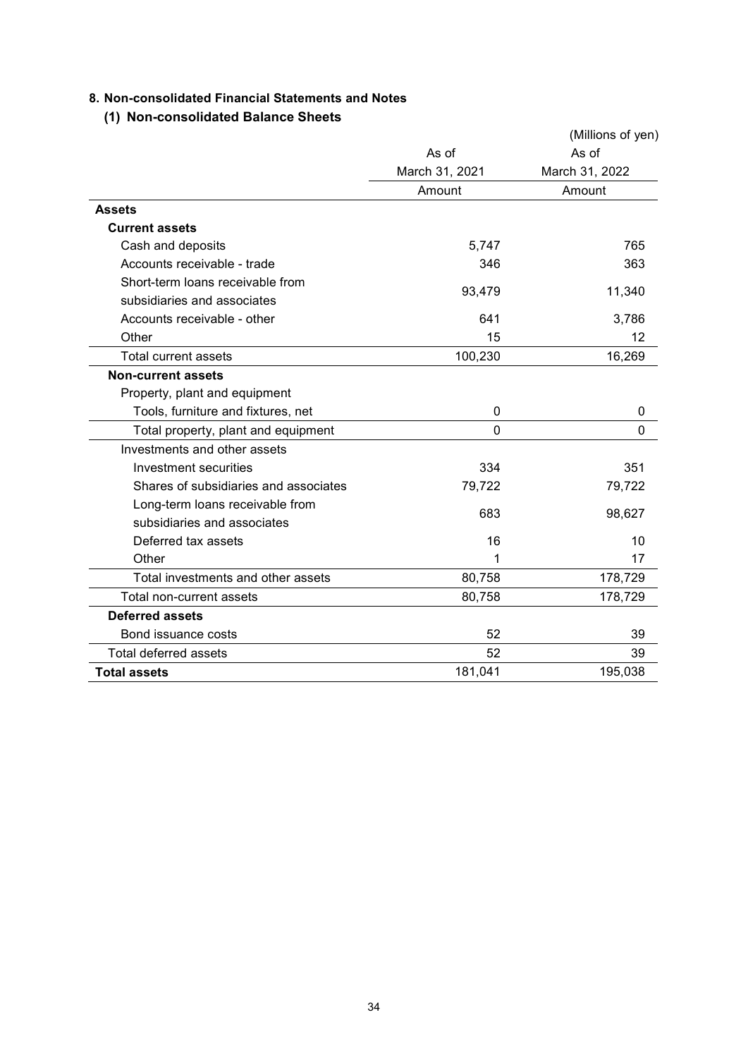## 8. Non-consolidated Financial Statements and Notes

### (1) Non-consolidated Balance Sheets

(Millions of yen)

| | As of March 31, 2021 | As of March 31, 2022 |
|---|---|---|
| | Amount | Amount |
| **Assets** | | |
| **Current assets** | | |
| Cash and deposits | 5,747 | 765 |
| Accounts receivable - trade | 346 | 363 |
| Short-term loans receivable from subsidiaries and associates | 93,479 | 11,340 |
| Accounts receivable - other | 641 | 3,786 |
| Other | 15 | 12 |
| Total current assets | 100,230 | 16,269 |
| **Non-current assets** | | |
| Property, plant and equipment | | |
| Tools, furniture and fixtures, net | 0 | 0 |
| Total property, plant and equipment | 0 | 0 |
| Investments and other assets | | |
| Investment securities | 334 | 351 |
| Shares of subsidiaries and associates | 79,722 | 79,722 |
| Long-term loans receivable from subsidiaries and associates | 683 | 98,627 |
| Deferred tax assets | 16 | 10 |
| Other | 1 | 17 |
| Total investments and other assets | 80,758 | 178,729 |
| Total non-current assets | 80,758 | 178,729 |
| **Deferred assets** | | |
| Bond issuance costs | 52 | 39 |
| Total deferred assets | 52 | 39 |
| **Total assets** | 181,041 | 195,038 |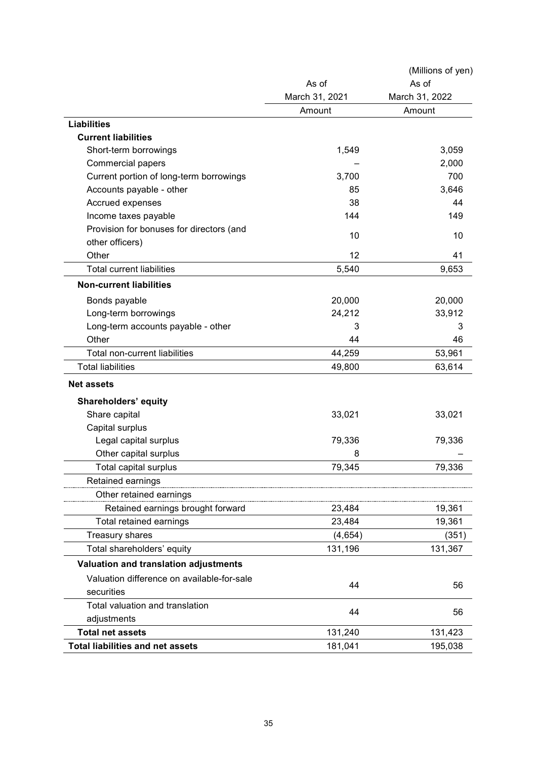(Millions of yen)

| | As of March 31, 2021 | As of March 31, 2022 |
|---|---|---|
| | Amount | Amount |
| **Liabilities** | | |
| **Current liabilities** | | |
| Short-term borrowings | 1,549 | 3,059 |
| Commercial papers | – | 2,000 |
| Current portion of long-term borrowings | 3,700 | 700 |
| Accounts payable - other | 85 | 3,646 |
| Accrued expenses | 38 | 44 |
| Income taxes payable | 144 | 149 |
| Provision for bonuses for directors (and other officers) | 10 | 10 |
| Other | 12 | 41 |
| Total current liabilities | 5,540 | 9,653 |
| **Non-current liabilities** | | |
| Bonds payable | 20,000 | 20,000 |
| Long-term borrowings | 24,212 | 33,912 |
| Long-term accounts payable - other | 3 | 3 |
| Other | 44 | 46 |
| Total non-current liabilities | 44,259 | 53,961 |
| Total liabilities | 49,800 | 63,614 |
| **Net assets** | | |
| **Shareholders' equity** | | |
| Share capital | 33,021 | 33,021 |
| Capital surplus | | |
| Legal capital surplus | 79,336 | 79,336 |
| Other capital surplus | 8 | – |
| Total capital surplus | 79,345 | 79,336 |
| Retained earnings | | |
| Other retained earnings | | |
| Retained earnings brought forward | 23,484 | 19,361 |
| Total retained earnings | 23,484 | 19,361 |
| Treasury shares | (4,654) | (351) |
| Total shareholders' equity | 131,196 | 131,367 |
| **Valuation and translation adjustments** | | |
| Valuation difference on available-for-sale securities | 44 | 56 |
| Total valuation and translation adjustments | 44 | 56 |
| **Total net assets** | 131,240 | 131,423 |
| **Total liabilities and net assets** | 181,041 | 195,038 |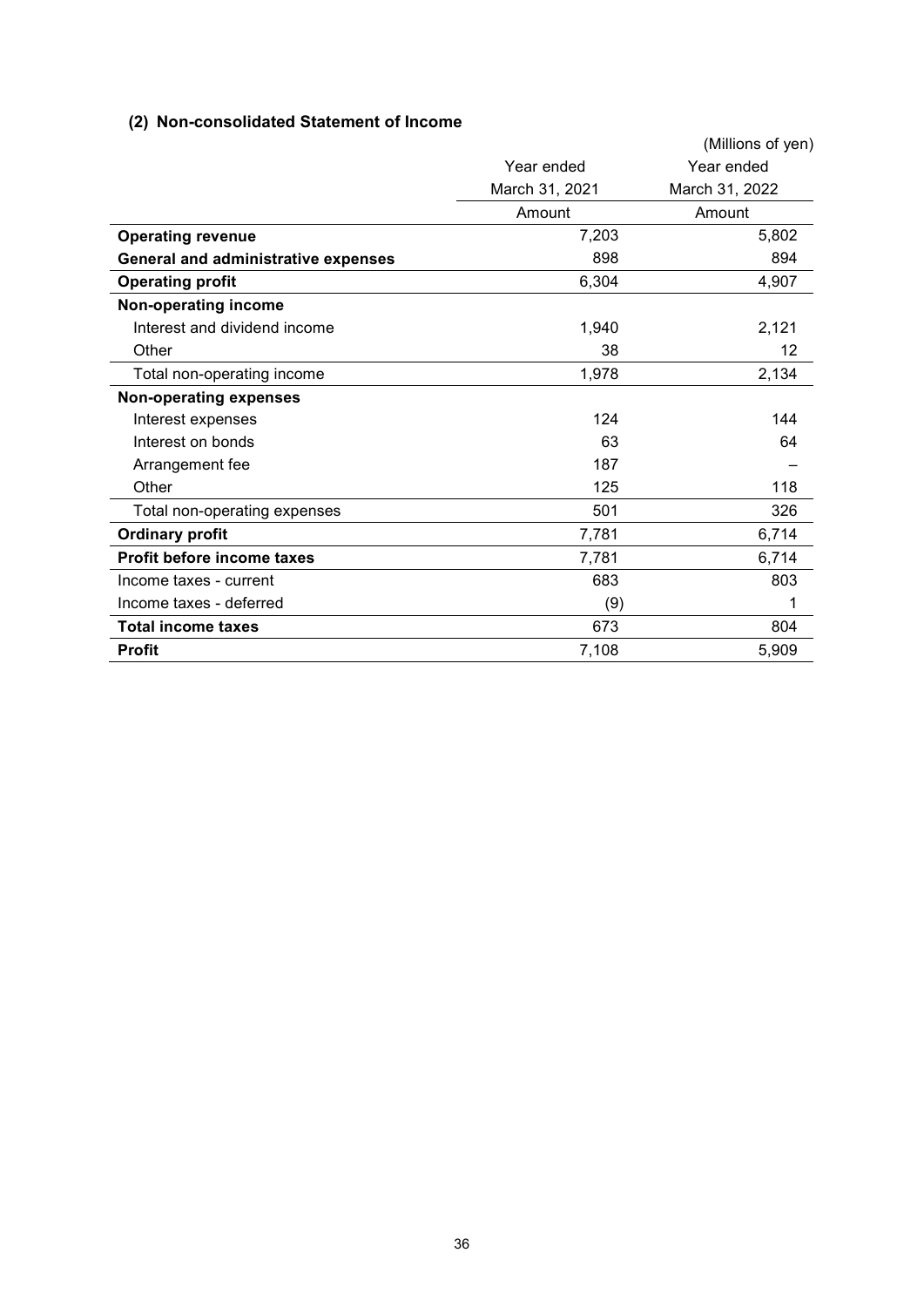## (2) Non-consolidated Statement of Income

(Millions of yen)

| | Year ended March 31, 2021 | Year ended March 31, 2022 |
|---|---|---|
| | Amount | Amount |
| **Operating revenue** | 7,203 | 5,802 |
| **General and administrative expenses** | 898 | 894 |
| **Operating profit** | 6,304 | 4,907 |
| **Non-operating income** | | |
| Interest and dividend income | 1,940 | 2,121 |
| Other | 38 | 12 |
| Total non-operating income | 1,978 | 2,134 |
| **Non-operating expenses** | | |
| Interest expenses | 124 | 144 |
| Interest on bonds | 63 | 64 |
| Arrangement fee | 187 | – |
| Other | 125 | 118 |
| Total non-operating expenses | 501 | 326 |
| **Ordinary profit** | 7,781 | 6,714 |
| **Profit before income taxes** | 7,781 | 6,714 |
| Income taxes - current | 683 | 803 |
| Income taxes - deferred | (9) | 1 |
| **Total income taxes** | 673 | 804 |
| **Profit** | 7,108 | 5,909 |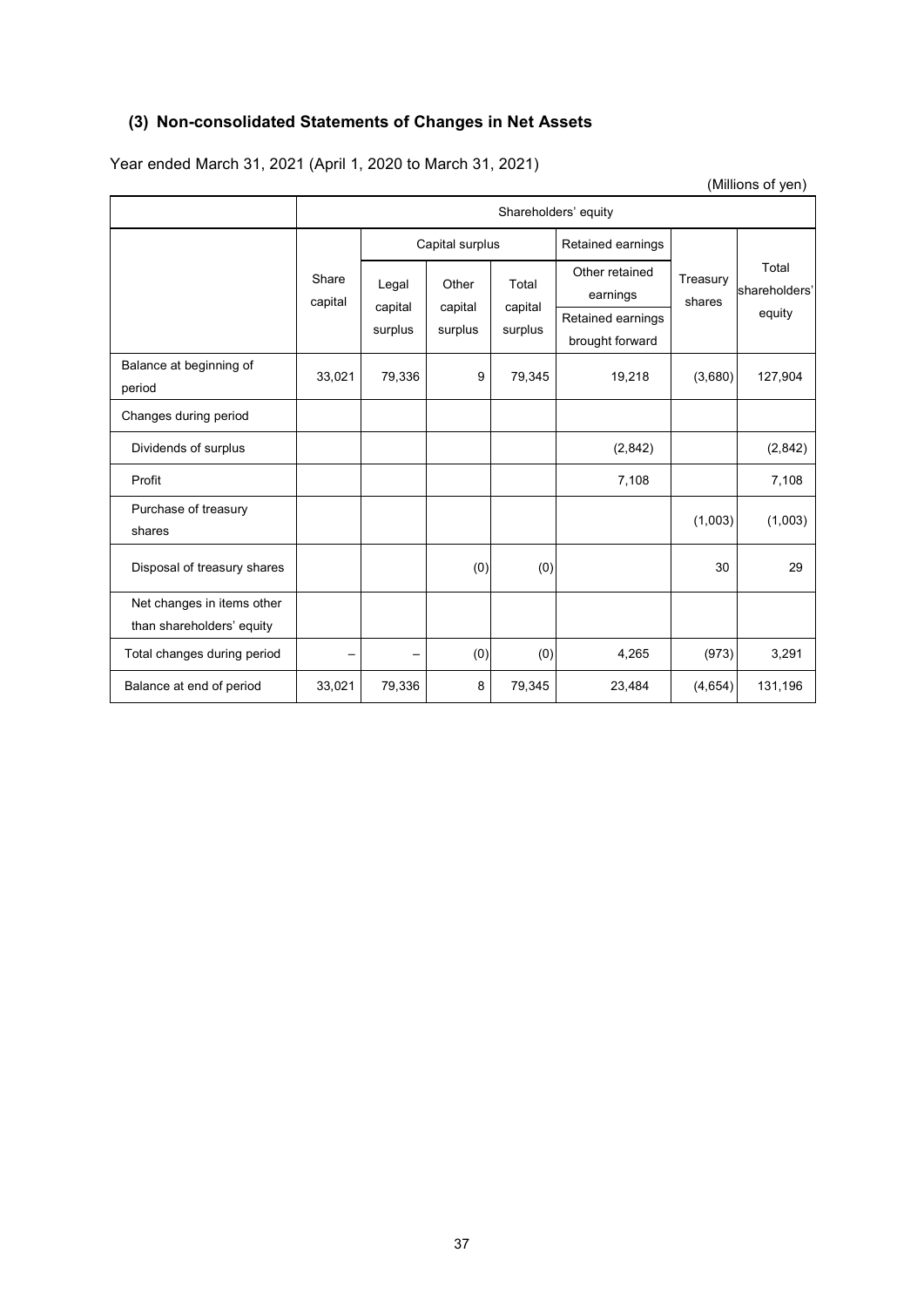## (3) Non-consolidated Statements of Changes in Net Assets

Year ended March 31, 2021 (April 1, 2020 to March 31, 2021)

(Millions of yen)

| | Shareholders' equity | | | | | | |
|---|---|---|---|---|---|---|---|
| | | Capital surplus | | | Retained earnings | | |
| | Share capital | Legal capital surplus | Other capital surplus | Total capital surplus | Other retained earnings<br>Retained earnings brought forward | Treasury shares | Total shareholders' equity |
| Balance at beginning of period | 33,021 | 79,336 | 9 | 79,345 | 19,218 | (3,680) | 127,904 |
| Changes during period | | | | | | | |
| Dividends of surplus | | | | | (2,842) | | (2,842) |
| Profit | | | | | 7,108 | | 7,108 |
| Purchase of treasury shares | | | | | | (1,003) | (1,003) |
| Disposal of treasury shares | | | (0) | (0) | | 30 | 29 |
| Net changes in items other than shareholders' equity | | | | | | | |
| Total changes during period | – | – | (0) | (0) | 4,265 | (973) | 3,291 |
| Balance at end of period | 33,021 | 79,336 | 8 | 79,345 | 23,484 | (4,654) | 131,196 |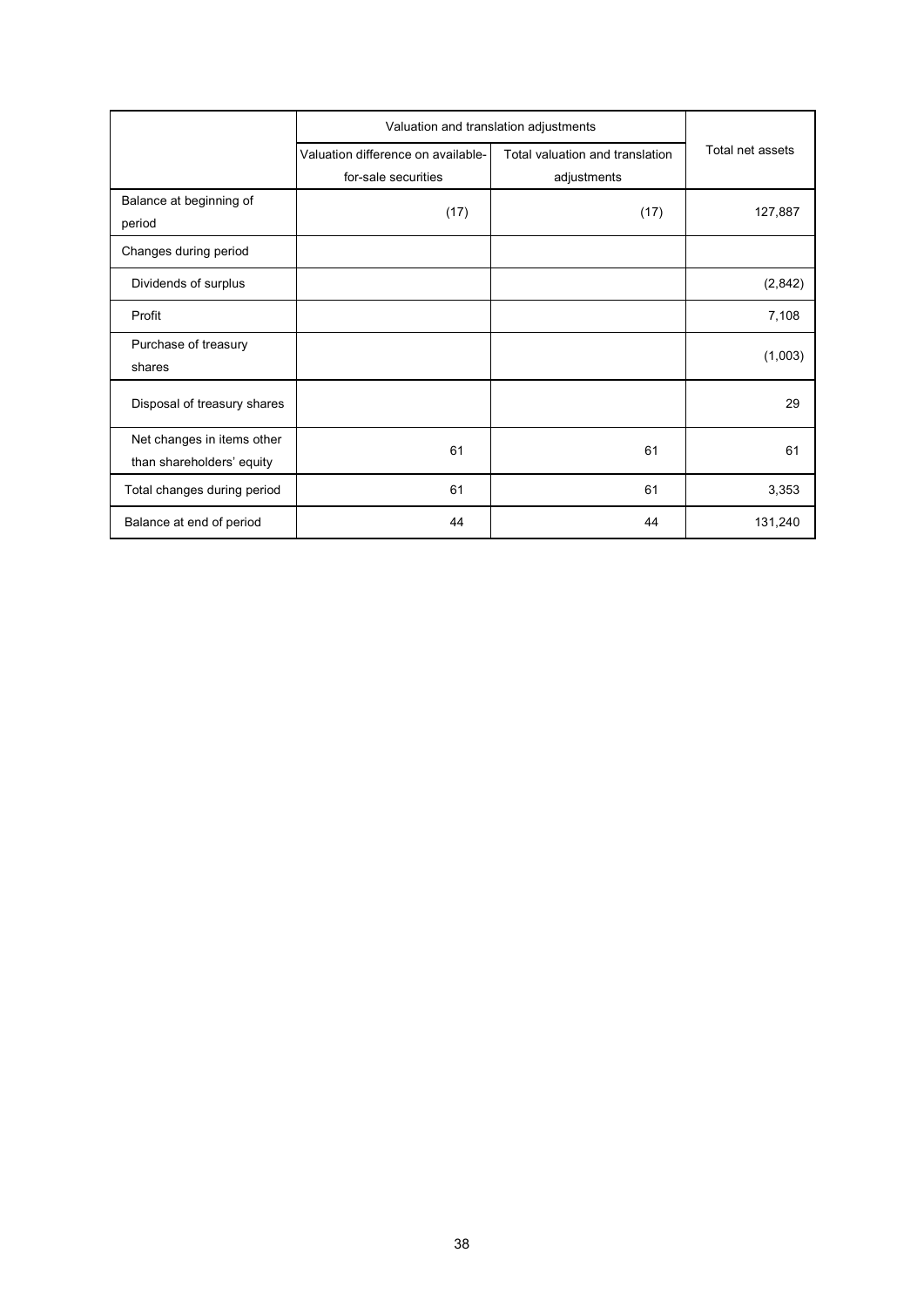| | Valuation and translation adjustments | | Total net assets |
|---|---|---|---|
| | Valuation difference on available-for-sale securities | Total valuation and translation adjustments | |
| Balance at beginning of period | (17) | (17) | 127,887 |
| Changes during period | | | |
| Dividends of surplus | | | (2,842) |
| Profit | | | 7,108 |
| Purchase of treasury shares | | | (1,003) |
| Disposal of treasury shares | | | 29 |
| Net changes in items other than shareholders' equity | 61 | 61 | 61 |
| Total changes during period | 61 | 61 | 3,353 |
| Balance at end of period | 44 | 44 | 131,240 |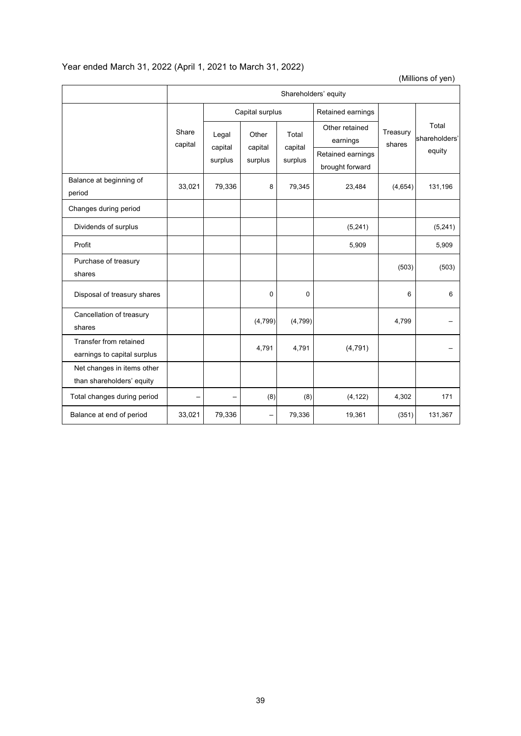Year ended March 31, 2022 (April 1, 2021 to March 31, 2022)

(Millions of yen)

| | Shareholders' equity | | | | | | |
|---|---|---|---|---|---|---|---|
| | Share capital | Capital surplus | | | Retained earnings | Treasury shares | Total shareholders' equity |
| | | Legal capital surplus | Other capital surplus | Total capital surplus | Other retained earnings | | |
| | | | | | Retained earnings brought forward | | |
| Balance at beginning of period | 33,021 | 79,336 | 8 | 79,345 | 23,484 | (4,654) | 131,196 |
| Changes during period | | | | | | | |
| Dividends of surplus | | | | | (5,241) | | (5,241) |
| Profit | | | | | 5,909 | | 5,909 |
| Purchase of treasury shares | | | | | | (503) | (503) |
| Disposal of treasury shares | | | 0 | 0 | | 6 | 6 |
| Cancellation of treasury shares | | | (4,799) | (4,799) | | 4,799 | – |
| Transfer from retained earnings to capital surplus | | | 4,791 | 4,791 | (4,791) | | – |
| Net changes in items other than shareholders' equity | | | | | | | |
| Total changes during period | – | – | (8) | (8) | (4,122) | 4,302 | 171 |
| Balance at end of period | 33,021 | 79,336 | – | 79,336 | 19,361 | (351) | 131,367 |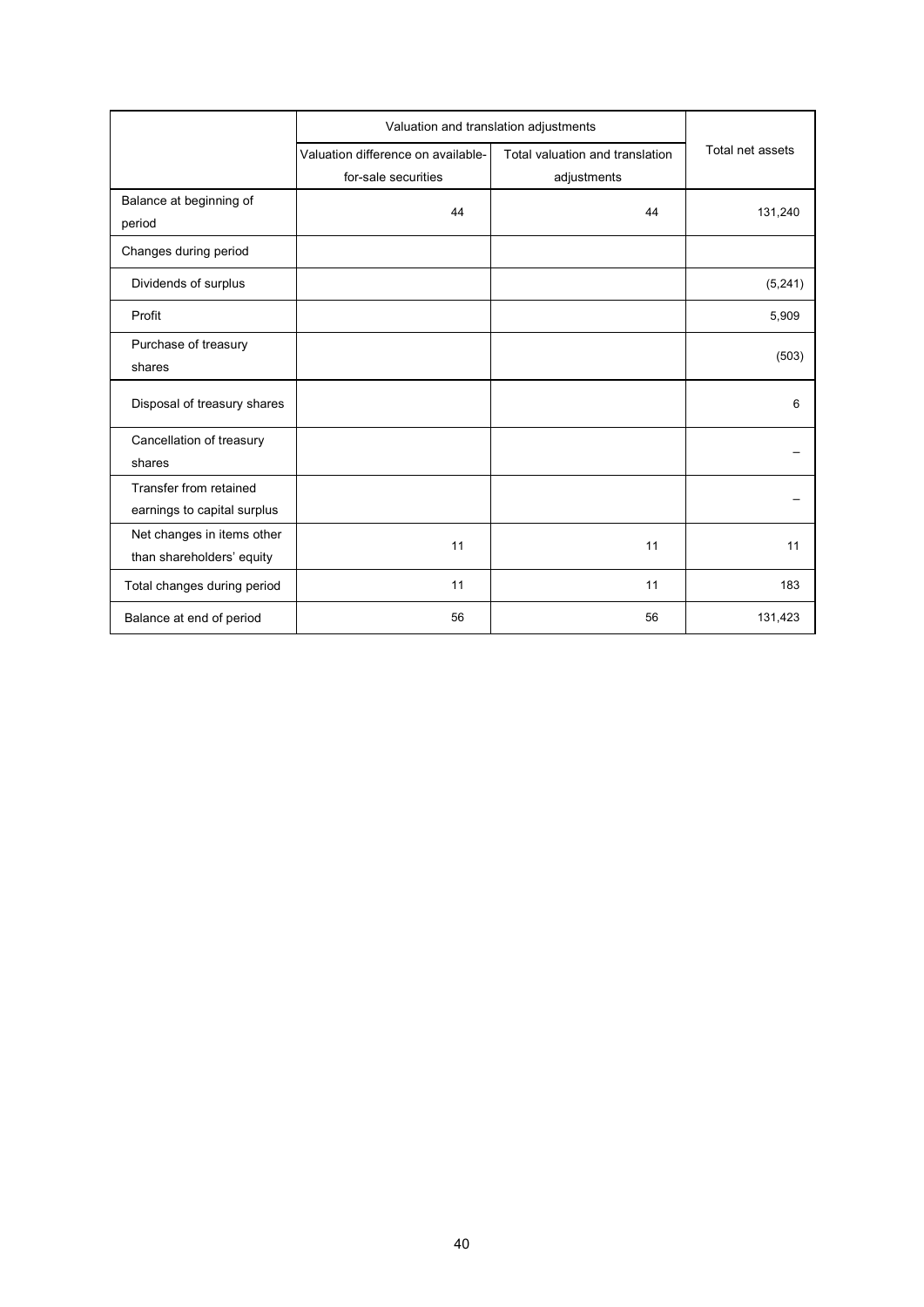| | Valuation and translation adjustments | | Total net assets |
|---|---|---|---|
| | Valuation difference on available-for-sale securities | Total valuation and translation adjustments | |
| Balance at beginning of period | 44 | 44 | 131,240 |
| Changes during period | | | |
| Dividends of surplus | | | (5,241) |
| Profit | | | 5,909 |
| Purchase of treasury shares | | | (503) |
| Disposal of treasury shares | | | 6 |
| Cancellation of treasury shares | | | – |
| Transfer from retained earnings to capital surplus | | | – |
| Net changes in items other than shareholders' equity | 11 | 11 | 11 |
| Total changes during period | 11 | 11 | 183 |
| Balance at end of period | 56 | 56 | 131,423 |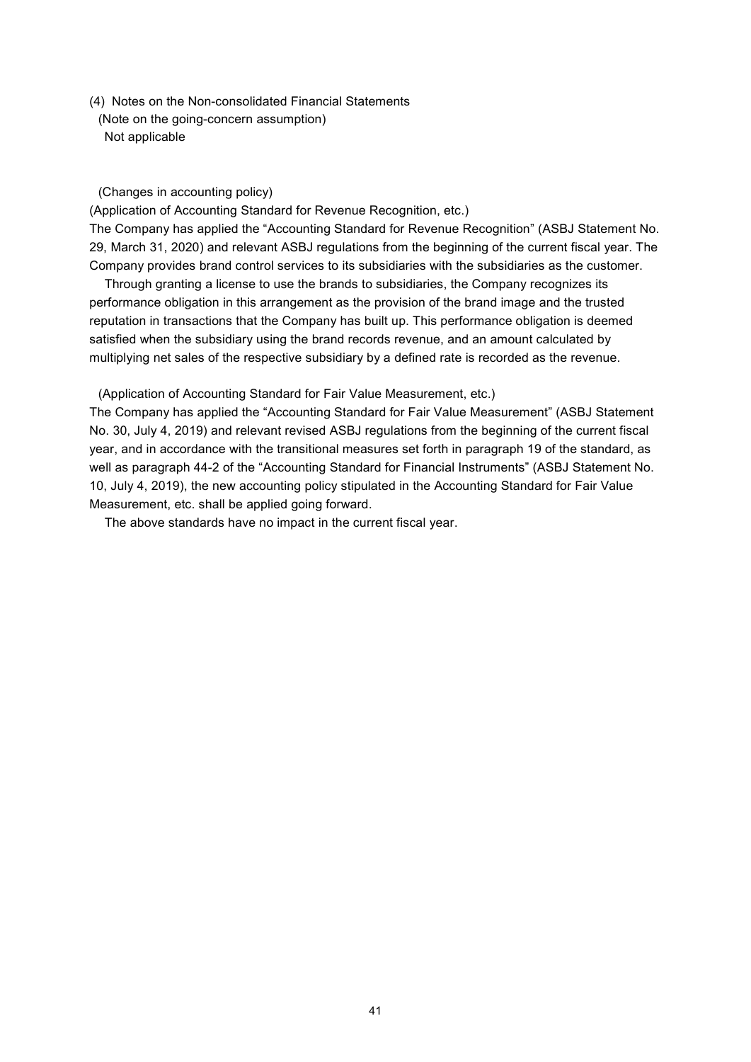### (4) Notes on the Non-consolidated Financial Statements

(Note on the going-concern assumption)

Not applicable

(Changes in accounting policy)

(Application of Accounting Standard for Revenue Recognition, etc.)

The Company has applied the “Accounting Standard for Revenue Recognition” (ASBJ Statement No. 29, March 31, 2020) and relevant ASBJ regulations from the beginning of the current fiscal year. The Company provides brand control services to its subsidiaries with the subsidiaries as the customer.

Through granting a license to use the brands to subsidiaries, the Company recognizes its performance obligation in this arrangement as the provision of the brand image and the trusted reputation in transactions that the Company has built up. This performance obligation is deemed satisfied when the subsidiary using the brand records revenue, and an amount calculated by multiplying net sales of the respective subsidiary by a defined rate is recorded as the revenue.

(Application of Accounting Standard for Fair Value Measurement, etc.)

The Company has applied the “Accounting Standard for Fair Value Measurement” (ASBJ Statement No. 30, July 4, 2019) and relevant revised ASBJ regulations from the beginning of the current fiscal year, and in accordance with the transitional measures set forth in paragraph 19 of the standard, as well as paragraph 44-2 of the “Accounting Standard for Financial Instruments” (ASBJ Statement No. 10, July 4, 2019), the new accounting policy stipulated in the Accounting Standard for Fair Value Measurement, etc. shall be applied going forward.

The above standards have no impact in the current fiscal year.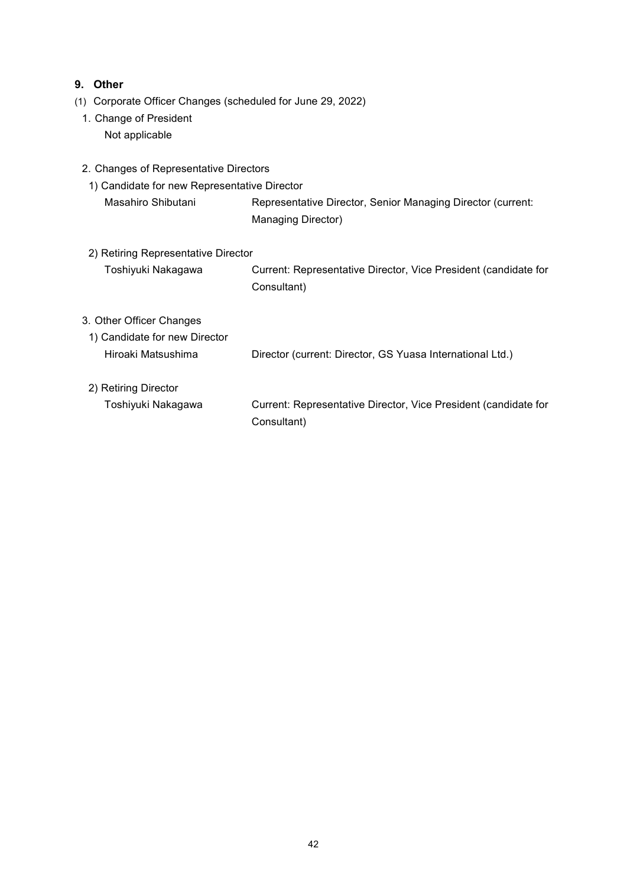## 9. Other

(1) Corporate Officer Changes (scheduled for June 29, 2022)

1. Change of President

   Not applicable

2. Changes of Representative Directors

   1) Candidate for new Representative Director

   | | |
   |---|---|
   | Masahiro Shibutani | Representative Director, Senior Managing Director (current: Managing Director) |

   2) Retiring Representative Director

   | | |
   |---|---|
   | Toshiyuki Nakagawa | Current: Representative Director, Vice President (candidate for Consultant) |

3. Other Officer Changes

   1) Candidate for new Director

   | | |
   |---|---|
   | Hiroaki Matsushima | Director (current: Director, GS Yuasa International Ltd.) |

   2) Retiring Director

   | | |
   |---|---|
   | Toshiyuki Nakagawa | Current: Representative Director, Vice President (candidate for Consultant) |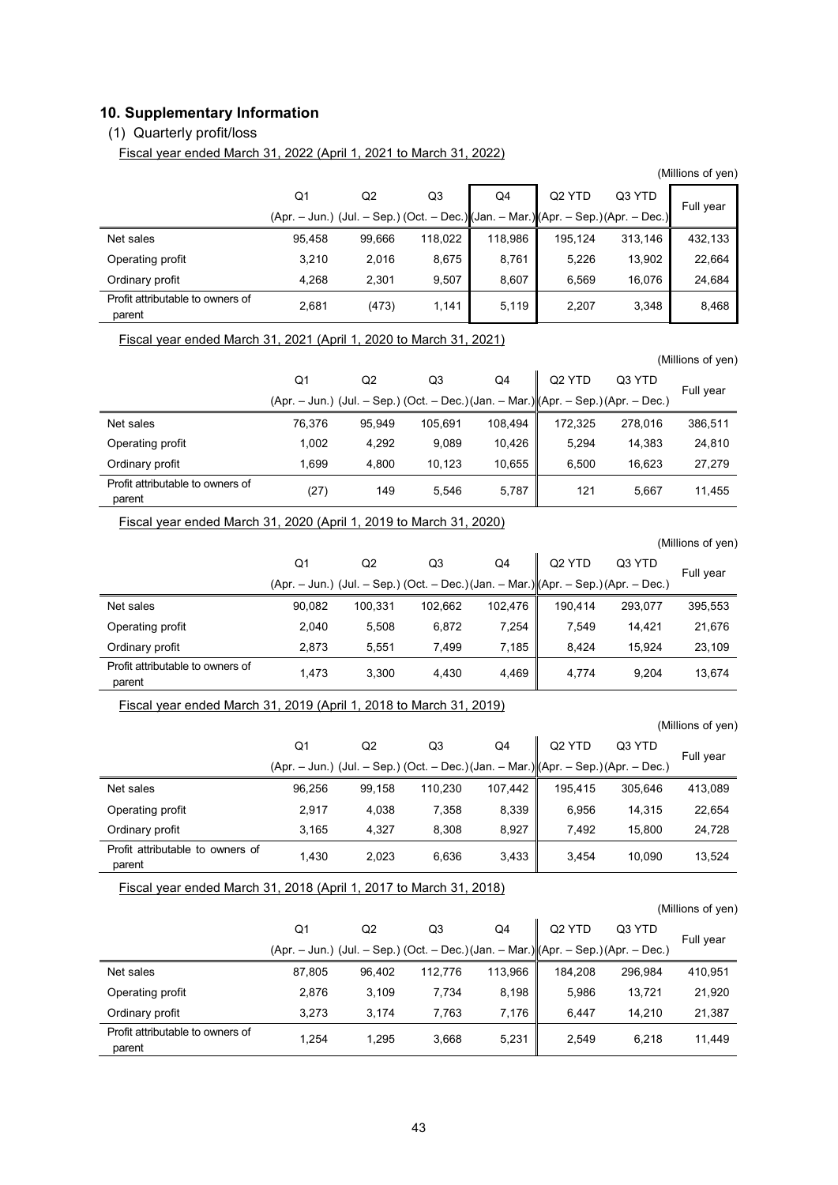## 10. Supplementary Information

### (1) Quarterly profit/loss

Fiscal year ended March 31, 2022 (April 1, 2021 to March 31, 2022)

(Millions of yen)

| | Q1 (Apr. – Jun.) | Q2 (Jul. – Sep.) | Q3 (Oct. – Dec.) | Q4 (Jan. – Mar.) | Q2 YTD (Apr. – Sep.) | Q3 YTD (Apr. – Dec.) | Full year |
|---|---|---|---|---|---|---|---|
| Net sales | 95,458 | 99,666 | 118,022 | 118,986 | 195,124 | 313,146 | 432,133 |
| Operating profit | 3,210 | 2,016 | 8,675 | 8,761 | 5,226 | 13,902 | 22,664 |
| Ordinary profit | 4,268 | 2,301 | 9,507 | 8,607 | 6,569 | 16,076 | 24,684 |
| Profit attributable to owners of parent | 2,681 | (473) | 1,141 | 5,119 | 2,207 | 3,348 | 8,468 |

Fiscal year ended March 31, 2021 (April 1, 2020 to March 31, 2021)

(Millions of yen)

| | Q1 (Apr. – Jun.) | Q2 (Jul. – Sep.) | Q3 (Oct. – Dec.) | Q4 (Jan. – Mar.) | Q2 YTD (Apr. – Sep.) | Q3 YTD (Apr. – Dec.) | Full year |
|---|---|---|---|---|---|---|---|
| Net sales | 76,376 | 95,949 | 105,691 | 108,494 | 172,325 | 278,016 | 386,511 |
| Operating profit | 1,002 | 4,292 | 9,089 | 10,426 | 5,294 | 14,383 | 24,810 |
| Ordinary profit | 1,699 | 4,800 | 10,123 | 10,655 | 6,500 | 16,623 | 27,279 |
| Profit attributable to owners of parent | (27) | 149 | 5,546 | 5,787 | 121 | 5,667 | 11,455 |

Fiscal year ended March 31, 2020 (April 1, 2019 to March 31, 2020)

(Millions of yen)

| | Q1 (Apr. – Jun.) | Q2 (Jul. – Sep.) | Q3 (Oct. – Dec.) | Q4 (Jan. – Mar.) | Q2 YTD (Apr. – Sep.) | Q3 YTD (Apr. – Dec.) | Full year |
|---|---|---|---|---|---|---|---|
| Net sales | 90,082 | 100,331 | 102,662 | 102,476 | 190,414 | 293,077 | 395,553 |
| Operating profit | 2,040 | 5,508 | 6,872 | 7,254 | 7,549 | 14,421 | 21,676 |
| Ordinary profit | 2,873 | 5,551 | 7,499 | 7,185 | 8,424 | 15,924 | 23,109 |
| Profit attributable to owners of parent | 1,473 | 3,300 | 4,430 | 4,469 | 4,774 | 9,204 | 13,674 |

Fiscal year ended March 31, 2019 (April 1, 2018 to March 31, 2019)

(Millions of yen)

| | Q1 (Apr. – Jun.) | Q2 (Jul. – Sep.) | Q3 (Oct. – Dec.) | Q4 (Jan. – Mar.) | Q2 YTD (Apr. – Sep.) | Q3 YTD (Apr. – Dec.) | Full year |
|---|---|---|---|---|---|---|---|
| Net sales | 96,256 | 99,158 | 110,230 | 107,442 | 195,415 | 305,646 | 413,089 |
| Operating profit | 2,917 | 4,038 | 7,358 | 8,339 | 6,956 | 14,315 | 22,654 |
| Ordinary profit | 3,165 | 4,327 | 8,308 | 8,927 | 7,492 | 15,800 | 24,728 |
| Profit attributable to owners of parent | 1,430 | 2,023 | 6,636 | 3,433 | 3,454 | 10,090 | 13,524 |

Fiscal year ended March 31, 2018 (April 1, 2017 to March 31, 2018)

(Millions of yen)

| | Q1 (Apr. – Jun.) | Q2 (Jul. – Sep.) | Q3 (Oct. – Dec.) | Q4 (Jan. – Mar.) | Q2 YTD (Apr. – Sep.) | Q3 YTD (Apr. – Dec.) | Full year |
|---|---|---|---|---|---|---|---|
| Net sales | 87,805 | 96,402 | 112,776 | 113,966 | 184,208 | 296,984 | 410,951 |
| Operating profit | 2,876 | 3,109 | 7,734 | 8,198 | 5,986 | 13,721 | 21,920 |
| Ordinary profit | 3,273 | 3,174 | 7,763 | 7,176 | 6,447 | 14,210 | 21,387 |
| Profit attributable to owners of parent | 1,254 | 1,295 | 3,668 | 5,231 | 2,549 | 6,218 | 11,449 |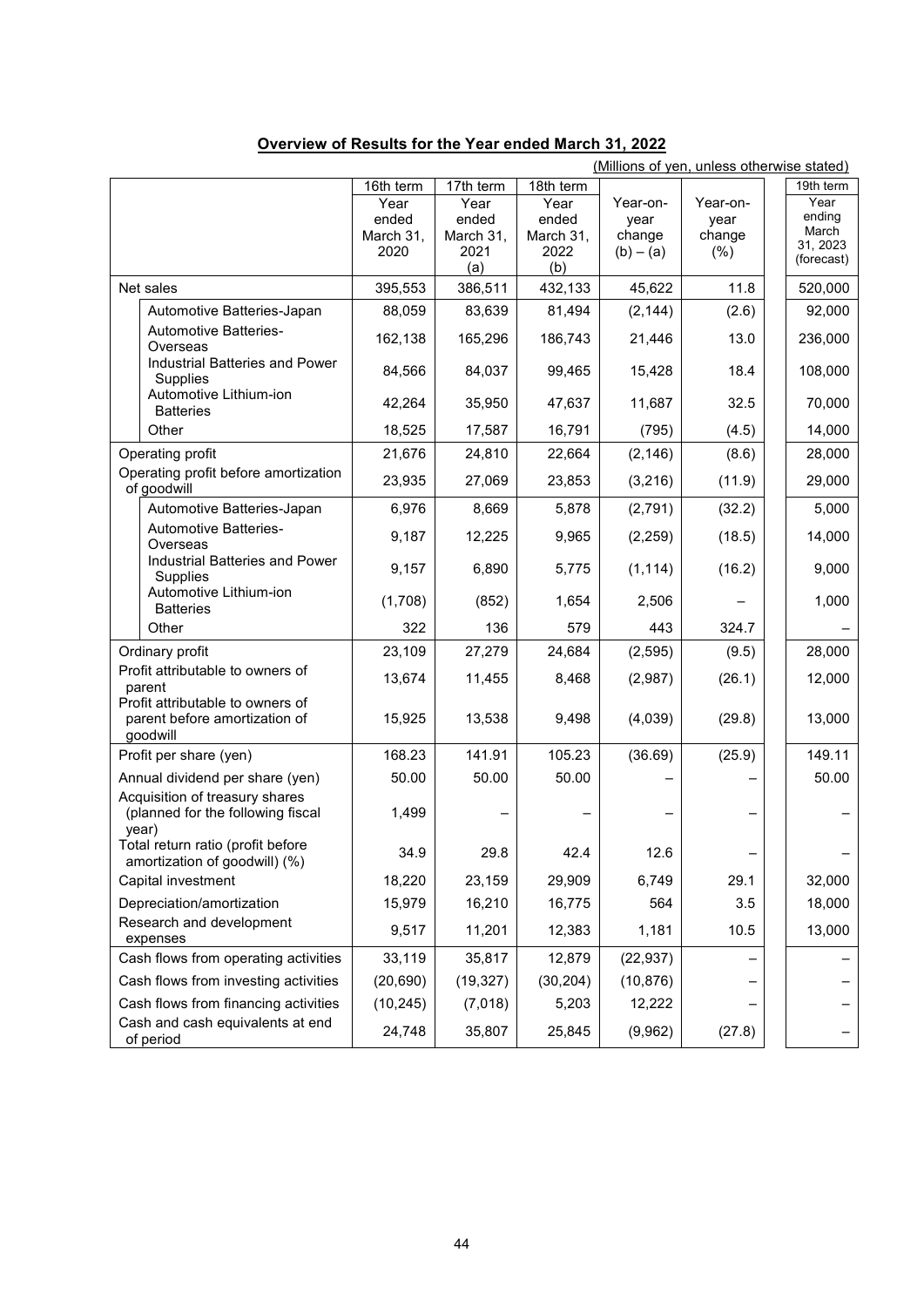## Overview of Results for the Year ended March 31, 2022

(Millions of yen, unless otherwise stated)

| | 16th term Year ended March 31, 2020 | 17th term Year ended March 31, 2021 (a) | 18th term Year ended March 31, 2022 (b) | Year-on-year change (b) – (a) | Year-on-year change (%) | 19th term Year ending March 31, 2023 (forecast) |
|---|---|---|---|---|---|---|
| Net sales | 395,553 | 386,511 | 432,133 | 45,622 | 11.8 | 520,000 |
| Automotive Batteries-Japan | 88,059 | 83,639 | 81,494 | (2,144) | (2.6) | 92,000 |
| Automotive Batteries-Overseas | 162,138 | 165,296 | 186,743 | 21,446 | 13.0 | 236,000 |
| Industrial Batteries and Power Supplies | 84,566 | 84,037 | 99,465 | 15,428 | 18.4 | 108,000 |
| Automotive Lithium-ion Batteries | 42,264 | 35,950 | 47,637 | 11,687 | 32.5 | 70,000 |
| Other | 18,525 | 17,587 | 16,791 | (795) | (4.5) | 14,000 |
| Operating profit | 21,676 | 24,810 | 22,664 | (2,146) | (8.6) | 28,000 |
| Operating profit before amortization of goodwill | 23,935 | 27,069 | 23,853 | (3,216) | (11.9) | 29,000 |
| Automotive Batteries-Japan | 6,976 | 8,669 | 5,878 | (2,791) | (32.2) | 5,000 |
| Automotive Batteries-Overseas | 9,187 | 12,225 | 9,965 | (2,259) | (18.5) | 14,000 |
| Industrial Batteries and Power Supplies | 9,157 | 6,890 | 5,775 | (1,114) | (16.2) | 9,000 |
| Automotive Lithium-ion Batteries | (1,708) | (852) | 1,654 | 2,506 | – | 1,000 |
| Other | 322 | 136 | 579 | 443 | 324.7 | – |
| Ordinary profit | 23,109 | 27,279 | 24,684 | (2,595) | (9.5) | 28,000 |
| Profit attributable to owners of parent | 13,674 | 11,455 | 8,468 | (2,987) | (26.1) | 12,000 |
| Profit attributable to owners of parent before amortization of goodwill | 15,925 | 13,538 | 9,498 | (4,039) | (29.8) | 13,000 |
| Profit per share (yen) | 168.23 | 141.91 | 105.23 | (36.69) | (25.9) | 149.11 |
| Annual dividend per share (yen) | 50.00 | 50.00 | 50.00 | – | – | 50.00 |
| Acquisition of treasury shares (planned for the following fiscal year) | 1,499 | – | – | – | – | – |
| Total return ratio (profit before amortization of goodwill) (%) | 34.9 | 29.8 | 42.4 | 12.6 | – | – |
| Capital investment | 18,220 | 23,159 | 29,909 | 6,749 | 29.1 | 32,000 |
| Depreciation/amortization | 15,979 | 16,210 | 16,775 | 564 | 3.5 | 18,000 |
| Research and development expenses | 9,517 | 11,201 | 12,383 | 1,181 | 10.5 | 13,000 |
| Cash flows from operating activities | 33,119 | 35,817 | 12,879 | (22,937) | – | – |
| Cash flows from investing activities | (20,690) | (19,327) | (30,204) | (10,876) | – | – |
| Cash flows from financing activities | (10,245) | (7,018) | 5,203 | 12,222 | – | – |
| Cash and cash equivalents at end of period | 24,748 | 35,807 | 25,845 | (9,962) | (27.8) | – |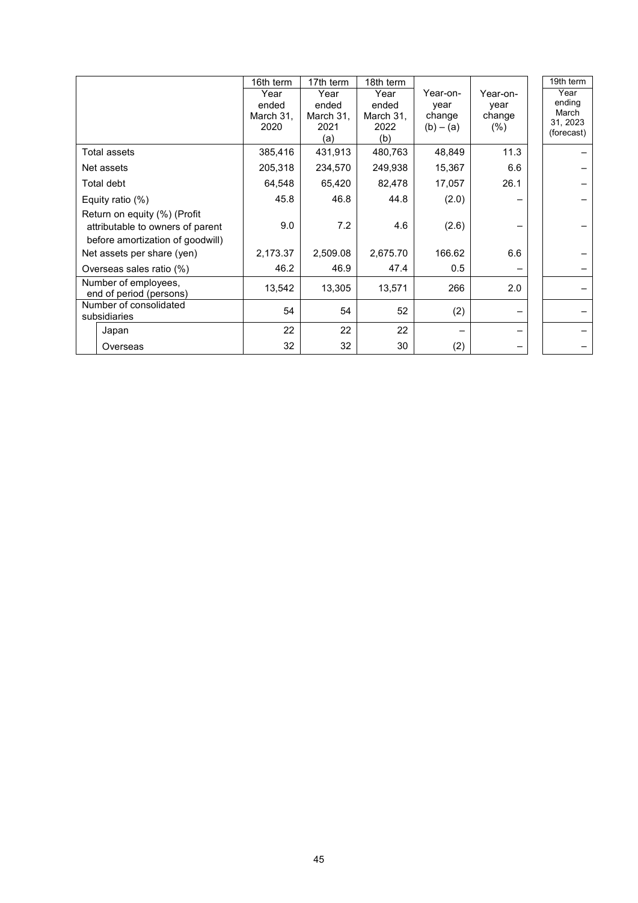| | 16th term Year ended March 31, 2020 | 17th term Year ended March 31, 2021 (a) | 18th term Year ended March 31, 2022 (b) | Year-on-year change (b) – (a) | Year-on-year change (%) | 19th term Year ending March 31, 2023 (forecast) |
|---|---|---|---|---|---|---|
| Total assets | 385,416 | 431,913 | 480,763 | 48,849 | 11.3 | – |
| Net assets | 205,318 | 234,570 | 249,938 | 15,367 | 6.6 | – |
| Total debt | 64,548 | 65,420 | 82,478 | 17,057 | 26.1 | – |
| Equity ratio (%) | 45.8 | 46.8 | 44.8 | (2.0) | – | – |
| Return on equity (%) (Profit attributable to owners of parent before amortization of goodwill) | 9.0 | 7.2 | 4.6 | (2.6) | – | – |
| Net assets per share (yen) | 2,173.37 | 2,509.08 | 2,675.70 | 166.62 | 6.6 | – |
| Overseas sales ratio (%) | 46.2 | 46.9 | 47.4 | 0.5 | – | – |
| Number of employees, end of period (persons) | 13,542 | 13,305 | 13,571 | 266 | 2.0 | – |
| Number of consolidated subsidiaries | 54 | 54 | 52 | (2) | – | – |
| Japan | 22 | 22 | 22 | – | – | – |
| Overseas | 32 | 32 | 30 | (2) | – | – |